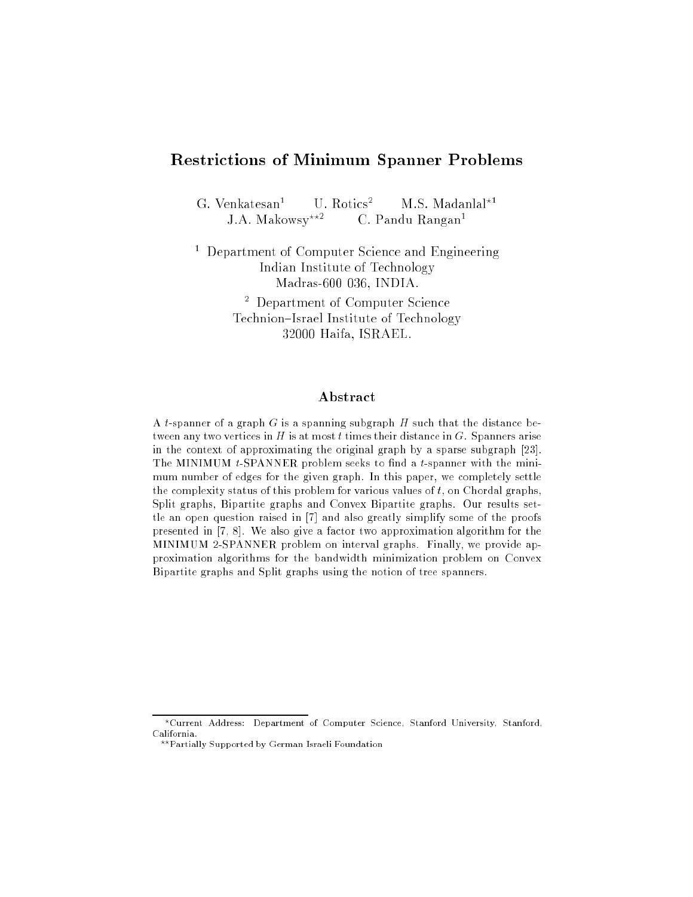# Restrictions of Minimum Spanner Problems

G. Venkatesan[1] U. Rotics[2] M.S. Madanlal[*1]
J.A. Makowsy[**2] C. Pandu Rangan[1]

[1] Department of Computer Science and Engineering
Indian Institute of Technology
Madras-600 036, INDIA.

[2] Department of Computer Science
Technion–Israel Institute of Technology
32000 Haifa, ISRAEL.

## Abstract

A $t$-spanner of a graph $G$ is a spanning subgraph $H$ such that the distance between any two vertices in $H$ is at most $t$ times their distance in $G$. Spanners arise in the context of approximating the original graph by a sparse subgraph [23]. The MINIMUM $t$-SPANNER problem seeks to find a $t$-spanner with the minimum number of edges for the given graph. In this paper, we completely settle the complexity status of this problem for various values of $t$, on Chordal graphs, Split graphs, Bipartite graphs and Convex Bipartite graphs. Our results settle an open question raised in [7] and also greatly simplify some of the proofs presented in [7, 8]. We also give a factor two approximation algorithm for the MINIMUM 2-SPANNER problem on interval graphs. Finally, we provide approximation algorithms for the bandwidth minimization problem on Convex Bipartite graphs and Split graphs using the notion of tree spanners.

---

*Current Address: Department of Computer Science, Stanford University, Stanford, California.

**Partially Supported by German Israeli Foundation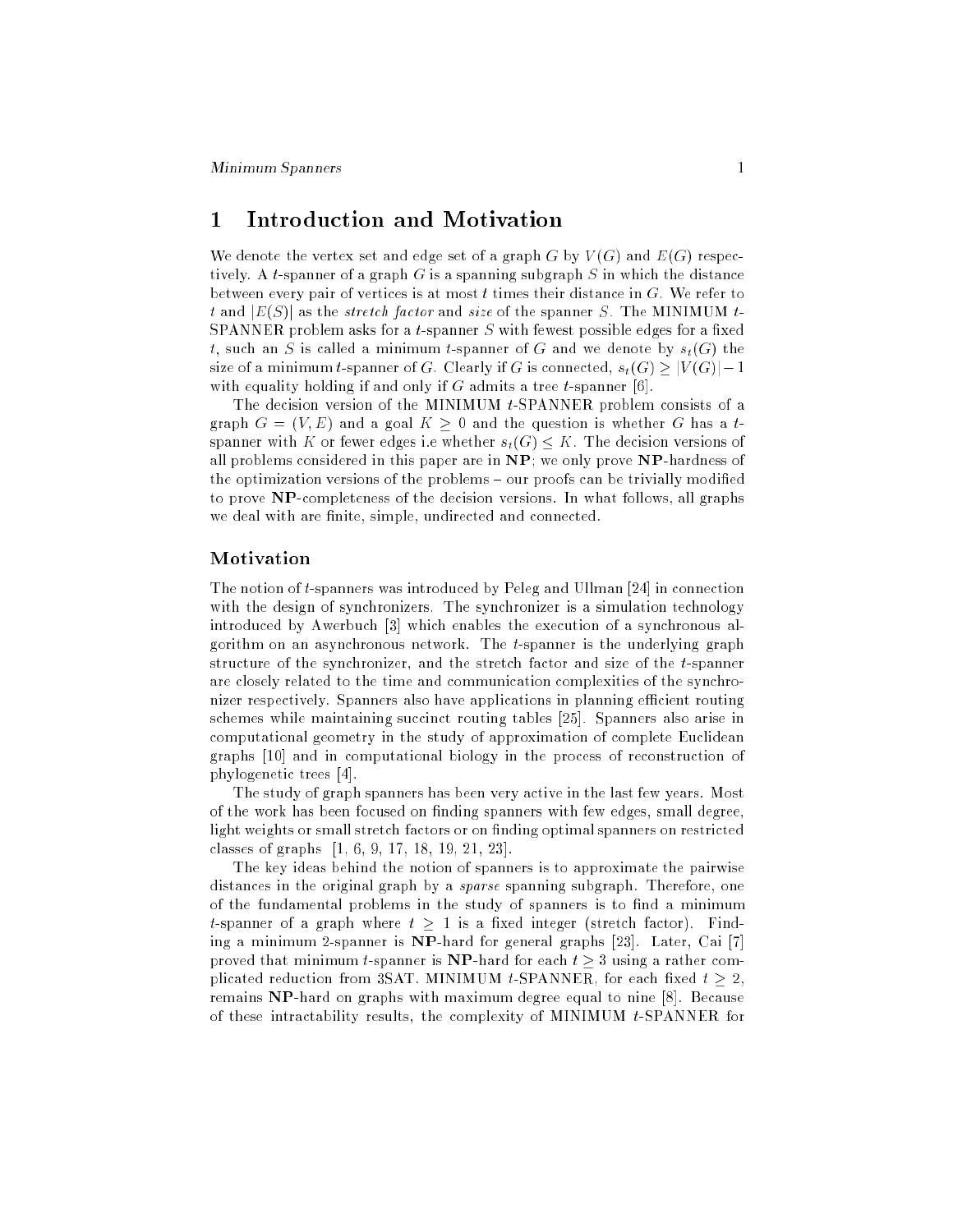# 1 Introduction and Motivation

We denote the vertex set and edge set of a graph $G$ by $V(G)$ and $E(G)$ respectively. A $t$-spanner of a graph $G$ is a spanning subgraph $S$ in which the distance between every pair of vertices is at most $t$ times their distance in $G$. We refer to $t$ and $|E(S)|$ as the *stretch factor* and *size* of the spanner $S$. The MINIMUM $t$-SPANNER problem asks for a $t$-spanner $S$ with fewest possible edges for a fixed $t$, such an $S$ is called a minimum $t$-spanner of $G$ and we denote by $s_t(G)$ the size of a minimum $t$-spanner of $G$. Clearly if $G$ is connected, $s_t(G) \geq |V(G)| - 1$ with equality holding if and only if $G$ admits a tree $t$-spanner [6].

The decision version of the MINIMUM $t$-SPANNER problem consists of a graph $G = (V, E)$ and a goal $K \geq 0$ and the question is whether $G$ has a $t$-spanner with $K$ or fewer edges i.e whether $s_t(G) \leq K$. The decision versions of all problems considered in this paper are in **NP**; we only prove **NP**-hardness of the optimization versions of the problems – our proofs can be trivially modified to prove **NP**-completeness of the decision versions. In what follows, all graphs we deal with are finite, simple, undirected and connected.

### Motivation

The notion of $t$-spanners was introduced by Peleg and Ullman [24] in connection with the design of synchronizers. The synchronizer is a simulation technology introduced by Awerbuch [3] which enables the execution of a synchronous algorithm on an asynchronous network. The $t$-spanner is the underlying graph structure of the synchronizer, and the stretch factor and size of the $t$-spanner are closely related to the time and communication complexities of the synchronizer respectively. Spanners also have applications in planning efficient routing schemes while maintaining succinct routing tables [25]. Spanners also arise in computational geometry in the study of approximation of complete Euclidean graphs [10] and in computational biology in the process of reconstruction of phylogenetic trees [4].

The study of graph spanners has been very active in the last few years. Most of the work has been focused on finding spanners with few edges, small degree, light weights or small stretch factors or on finding optimal spanners on restricted classes of graphs [1, 6, 9, 17, 18, 19, 21, 23].

The key ideas behind the notion of spanners is to approximate the pairwise distances in the original graph by a *sparse* spanning subgraph. Therefore, one of the fundamental problems in the study of spanners is to find a minimum $t$-spanner of a graph where $t \geq 1$ is a fixed integer (stretch factor). Finding a minimum 2-spanner is **NP**-hard for general graphs [23]. Later, Cai [7] proved that minimum $t$-spanner is **NP**-hard for each $t \geq 3$ using a rather complicated reduction from 3SAT. MINIMUM $t$-SPANNER, for each fixed $t \geq 2$, remains **NP**-hard on graphs with maximum degree equal to nine [8]. Because of these intractability results, the complexity of MINIMUM $t$-SPANNER for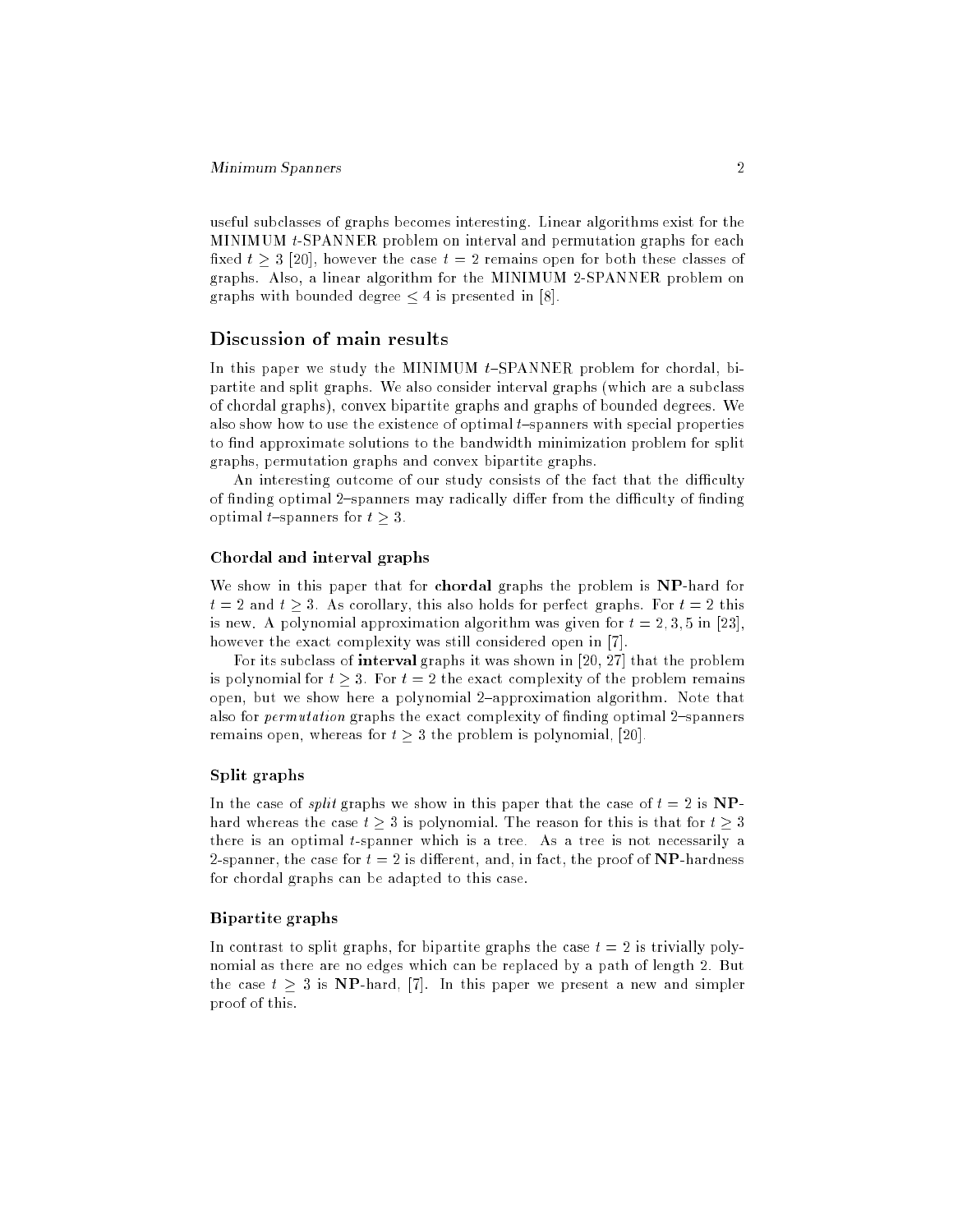useful subclasses of graphs becomes interesting. Linear algorithms exist for the MINIMUM $t$-SPANNER problem on interval and permutation graphs for each fixed $t \geq 3$ [20], however the case $t = 2$ remains open for both these classes of graphs. Also, a linear algorithm for the MINIMUM 2-SPANNER problem on graphs with bounded degree $\leq 4$ is presented in [8].

## Discussion of main results

In this paper we study the MINIMUM $t$–SPANNER problem for chordal, bipartite and split graphs. We also consider interval graphs (which are a subclass of chordal graphs), convex bipartite graphs and graphs of bounded degrees. We also show how to use the existence of optimal $t$–spanners with special properties to find approximate solutions to the bandwidth minimization problem for split graphs, permutation graphs and convex bipartite graphs.

An interesting outcome of our study consists of the fact that the difficulty of finding optimal 2–spanners may radically differ from the difficulty of finding optimal $t$–spanners for $t \geq 3$.

### Chordal and interval graphs

We show in this paper that for **chordal** graphs the problem is **NP**-hard for $t = 2$ and $t \geq 3$. As corollary, this also holds for perfect graphs. For $t = 2$ this is new. A polynomial approximation algorithm was given for $t = 2, 3, 5$ in [23], however the exact complexity was still considered open in [7].

For its subclass of **interval** graphs it was shown in [20, 27] that the problem is polynomial for $t \geq 3$. For $t = 2$ the exact complexity of the problem remains open, but we show here a polynomial 2–approximation algorithm. Note that also for *permutation* graphs the exact complexity of finding optimal 2–spanners remains open, whereas for $t \geq 3$ the problem is polynomial, [20].

### Split graphs

In the case of *split* graphs we show in this paper that the case of $t = 2$ is **NP**-hard whereas the case $t \geq 3$ is polynomial. The reason for this is that for $t \geq 3$ there is an optimal $t$-spanner which is a tree. As a tree is not necessarily a 2-spanner, the case for $t = 2$ is different, and, in fact, the proof of **NP**-hardness for chordal graphs can be adapted to this case.

### Bipartite graphs

In contrast to split graphs, for bipartite graphs the case $t = 2$ is trivially polynomial as there are no edges which can be replaced by a path of length 2. But the case $t \geq 3$ is **NP**-hard, [7]. In this paper we present a new and simpler proof of this.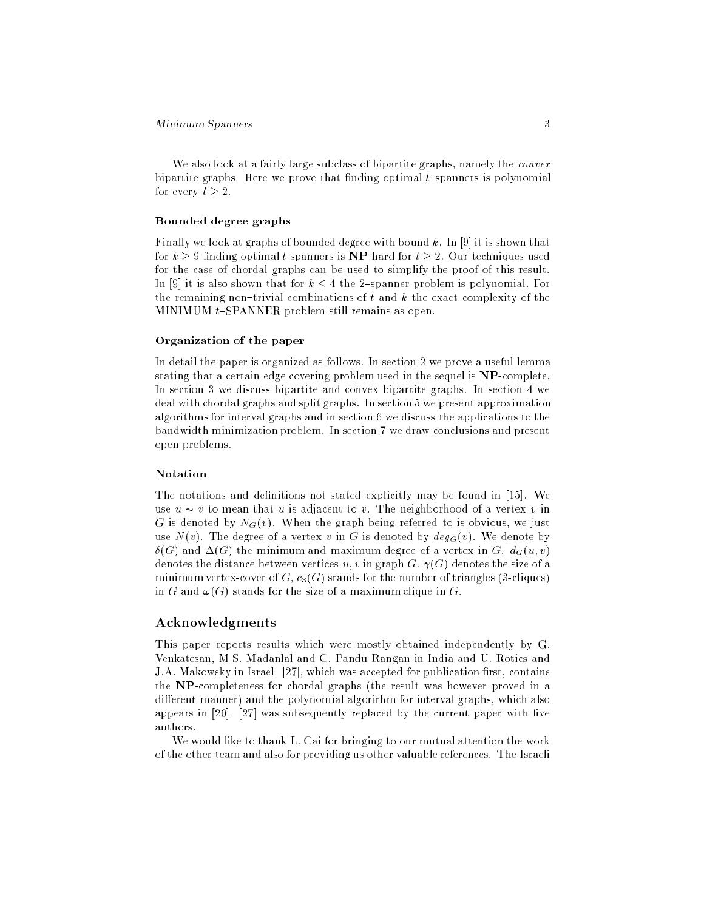We also look at a fairly large subclass of bipartite graphs, namely the *convex* bipartite graphs. Here we prove that finding optimal $t$–spanners is polynomial for every $t \geq 2$.

### Bounded degree graphs

Finally we look at graphs of bounded degree with bound $k$. In [9] it is shown that for $k \geq 9$ finding optimal $t$-spanners is **NP**-hard for $t \geq 2$. Our techniques used for the case of chordal graphs can be used to simplify the proof of this result. In [9] it is also shown that for $k \leq 4$ the 2–spanner problem is polynomial. For the remaining non–trivial combinations of $t$ and $k$ the exact complexity of the MINIMUM $t$–SPANNER problem still remains as open.

### Organization of the paper

In detail the paper is organized as follows. In section 2 we prove a useful lemma stating that a certain edge covering problem used in the sequel is **NP**-complete. In section 3 we discuss bipartite and convex bipartite graphs. In section 4 we deal with chordal graphs and split graphs. In section 5 we present approximation algorithms for interval graphs and in section 6 we discuss the applications to the bandwidth minimization problem. In section 7 we draw conclusions and present open problems.

### Notation

The notations and definitions not stated explicitly may be found in [15]. We use $u \sim v$ to mean that $u$ is adjacent to $v$. The neighborhood of a vertex $v$ in $G$ is denoted by $N_G(v)$. When the graph being referred to is obvious, we just use $N(v)$. The degree of a vertex $v$ in $G$ is denoted by $deg_G(v)$. We denote by $\delta(G)$ and $\Delta(G)$ the minimum and maximum degree of a vertex in $G$. $d_G(u, v)$ denotes the distance between vertices $u, v$ in graph $G$. $\gamma(G)$ denotes the size of a minimum vertex-cover of $G$, $c_3(G)$ stands for the number of triangles (3-cliques) in $G$ and $\omega(G)$ stands for the size of a maximum clique in $G$.

## Acknowledgments

This paper reports results which were mostly obtained independently by G. Venkatesan, M.S. Madanlal and C. Pandu Rangan in India and U. Rotics and J.A. Makowsky in Israel. [27], which was accepted for publication first, contains the **NP**-completeness for chordal graphs (the result was however proved in a different manner) and the polynomial algorithm for interval graphs, which also appears in [20]. [27] was subsequently replaced by the current paper with five authors.

We would like to thank L. Cai for bringing to our mutual attention the work of the other team and also for providing us other valuable references. The Israeli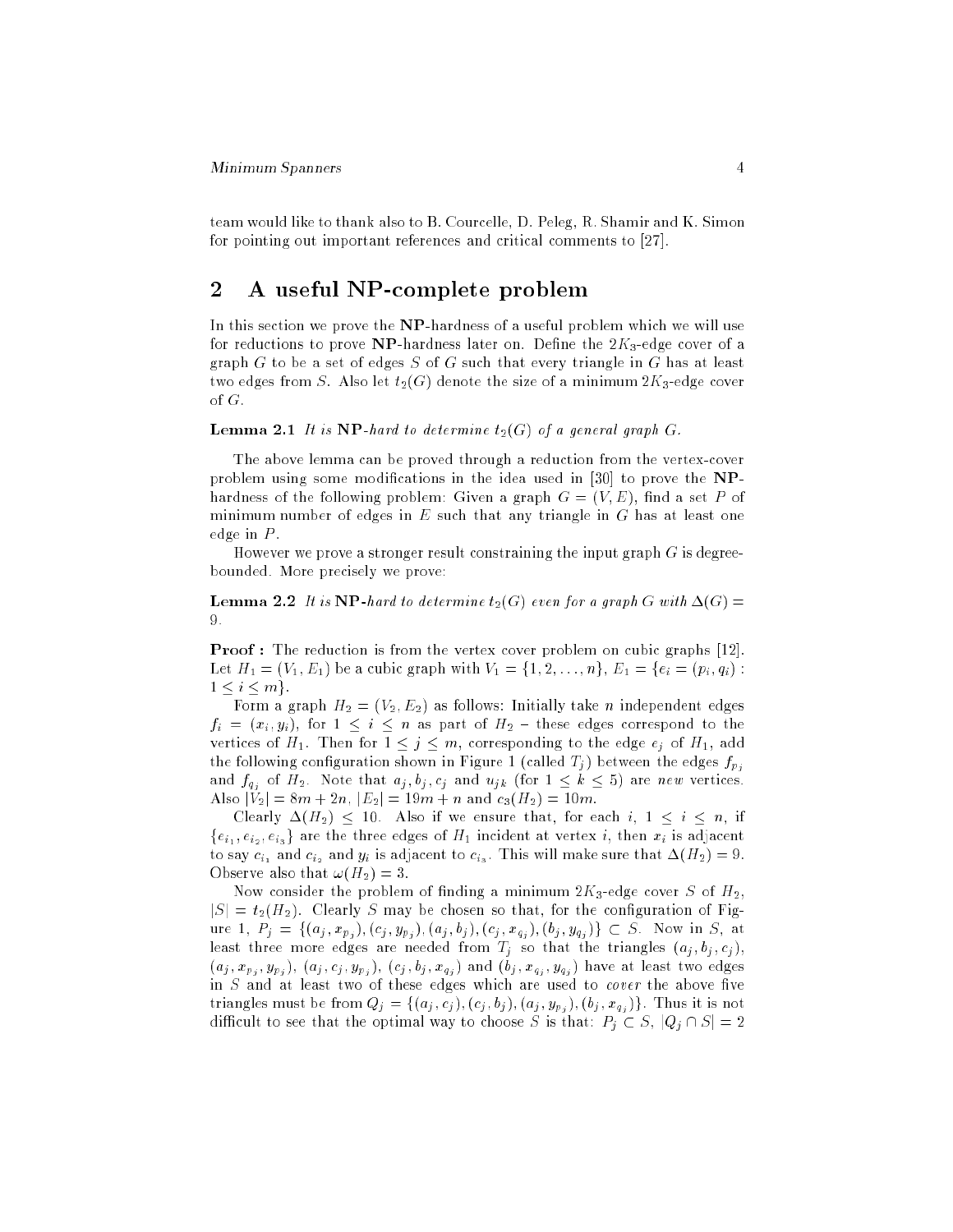team would like to thank also to B. Courcelle, D. Peleg, R. Shamir and K. Simon for pointing out important references and critical comments to [27].

## 2 A useful NP-complete problem

In this section we prove the **NP**-hardness of a useful problem which we will use for reductions to prove **NP**-hardness later on. Define the $2K_3$-edge cover of a graph $G$ to be a set of edges $S$ of $G$ such that every triangle in $G$ has at least two edges from $S$. Also let $t_2(G)$ denote the size of a minimum $2K_3$-edge cover of $G$.

**Lemma 2.1** *It is* **NP**-*hard to determine* $t_2(G)$ *of a general graph* $G$.

The above lemma can be proved through a reduction from the vertex-cover problem using some modifications in the idea used in [30] to prove the **NP**-hardness of the following problem: Given a graph $G = (V, E)$, find a set $P$ of minimum number of edges in $E$ such that any triangle in $G$ has at least one edge in $P$.

However we prove a stronger result constraining the input graph $G$ is degree-bounded. More precisely we prove:

**Lemma 2.2** *It is* **NP**-*hard to determine* $t_2(G)$ *even for a graph* $G$ *with* $\Delta(G) = 9$.

**Proof :** The reduction is from the vertex cover problem on cubic graphs [12]. Let $H_1 = (V_1, E_1)$ be a cubic graph with $V_1 = \{1, 2, \ldots, n\}$, $E_1 = \{e_i = (p_i, q_i) : 1 \leq i \leq m\}$.

Form a graph $H_2 = (V_2, E_2)$ as follows: Initially take $n$ independent edges $f_i = (x_i, y_i)$, for $1 \leq i \leq n$ as part of $H_2$ – these edges correspond to the vertices of $H_1$. Then for $1 \leq j \leq m$, corresponding to the edge $e_j$ of $H_1$, add the following configuration shown in Figure 1 (called $T_j$) between the edges $f_{p_j}$ and $f_{q_j}$ of $H_2$. Note that $a_j, b_j, c_j$ and $u_{jk}$ (for $1 \leq k \leq 5$) are *new* vertices. Also $|V_2| = 8m + 2n$, $|E_2| = 19m + n$ and $c_3(H_2) = 10m$.

Clearly $\Delta(H_2) \leq 10$. Also if we ensure that, for each $i$, $1 \leq i \leq n$, if $\{e_{i_1}, e_{i_2}, e_{i_3}\}$ are the three edges of $H_1$ incident at vertex $i$, then $x_i$ is adjacent to say $c_{i_1}$ and $c_{i_2}$ and $y_i$ is adjacent to $c_{i_3}$. This will make sure that $\Delta(H_2) = 9$. Observe also that $\omega(H_2) = 3$.

Now consider the problem of finding a minimum $2K_3$-edge cover $S$ of $H_2$, $|S| = t_2(H_2)$. Clearly $S$ may be chosen so that, for the configuration of Figure 1, $P_j = \{(a_j, x_{p_j}), (c_j, y_{p_j}), (a_j, b_j), (c_j, x_{q_j}), (b_j, y_{q_j})\} \subset S$. Now in $S$, at least three more edges are needed from $T_j$ so that the triangles $(a_j, b_j, c_j)$, $(a_j, x_{p_j}, y_{p_j})$, $(a_j, c_j, y_{p_j})$, $(c_j, b_j, x_{q_j})$ and $(b_j, x_{q_j}, y_{q_j})$ have at least two edges in $S$ and at least two of these edges which are used to *cover* the above five triangles must be from $Q_j = \{(a_j, c_j), (c_j, b_j), (a_j, y_{p_j}), (b_j, x_{q_j})\}$. Thus it is not difficult to see that the optimal way to choose $S$ is that: $P_j \subset S$, $|Q_j \cap S| = 2$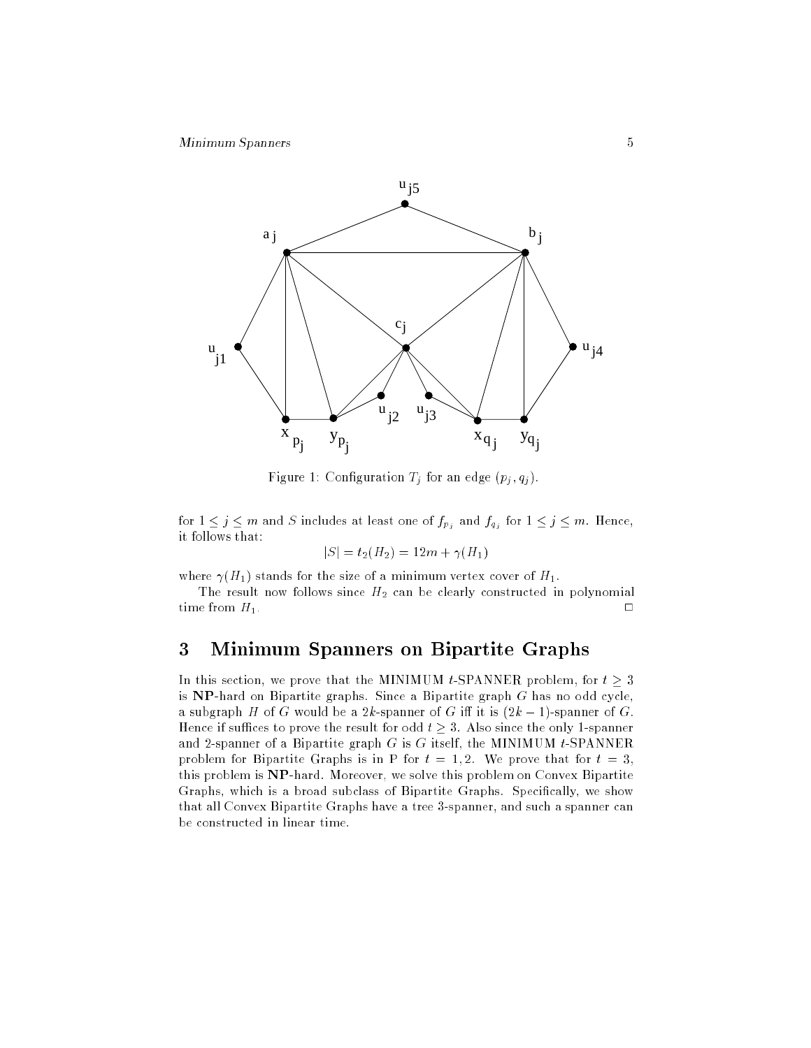Figure 1: Configuration $T_j$ for an edge $(p_j, q_j)$.

for $1 \leq j \leq m$ and $S$ includes at least one of $f_{p_j}$ and $f_{q_j}$ for $1 \leq j \leq m$. Hence, it follows that:

$$|S| = t_2(H_2) = 12m + \gamma(H_1)$$

where $\gamma(H_1)$ stands for the size of a minimum vertex cover of $H_1$.

The result now follows since $H_2$ can be clearly constructed in polynomial time from $H_1$. □

## 3 Minimum Spanners on Bipartite Graphs

In this section, we prove that the MINIMUM $t$-SPANNER problem, for $t \geq 3$ is **NP**-hard on Bipartite graphs. Since a Bipartite graph $G$ has no odd cycle, a subgraph $H$ of $G$ would be a $2k$-spanner of $G$ iff it is $(2k-1)$-spanner of $G$. Hence if suffices to prove the result for odd $t \geq 3$. Also since the only 1-spanner and 2-spanner of a Bipartite graph $G$ is $G$ itself, the MINIMUM $t$-SPANNER problem for Bipartite Graphs is in P for $t = 1, 2$. We prove that for $t = 3$, this problem is **NP**-hard. Moreover, we solve this problem on Convex Bipartite Graphs, which is a broad subclass of Bipartite Graphs. Specifically, we show that all Convex Bipartite Graphs have a tree 3-spanner, and such a spanner can be constructed in linear time.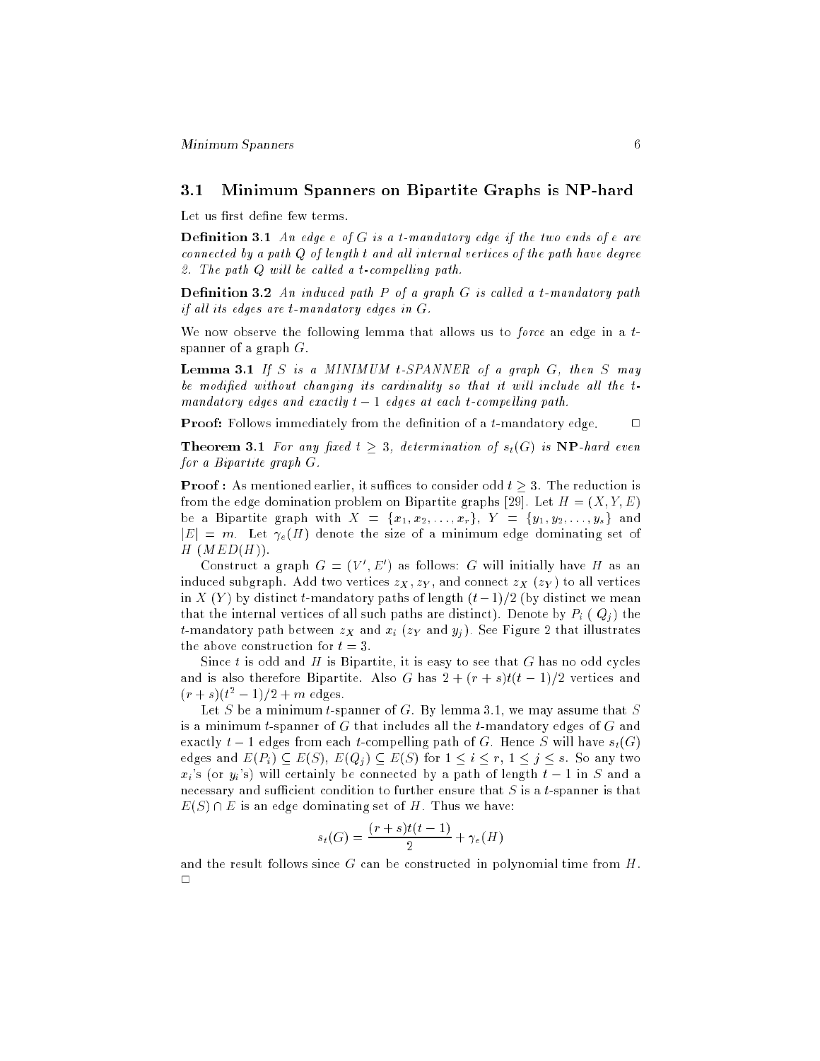## 3.1 Minimum Spanners on Bipartite Graphs is NP-hard

Let us first define few terms.

**Definition 3.1** *An edge $e$ of $G$ is a $t$-mandatory edge if the two ends of $e$ are connected by a path $Q$ of length $t$ and all internal vertices of the path have degree 2. The path $Q$ will be called a $t$-compelling path.*

**Definition 3.2** *An induced path $P$ of a graph $G$ is called a $t$-mandatory path if all its edges are $t$-mandatory edges in $G$.*

We now observe the following lemma that allows us to *force* an edge in a $t$-spanner of a graph $G$.

**Lemma 3.1** *If $S$ is a MINIMUM $t$-SPANNER of a graph $G$, then $S$ may be modified without changing its cardinality so that it will include all the $t$-mandatory edges and exactly $t-1$ edges at each $t$-compelling path.*

**Proof:** Follows immediately from the definition of a $t$-mandatory edge. □

**Theorem 3.1** *For any fixed $t \geq 3$, determination of $s_t(G)$ is **NP**-hard even for a Bipartite graph $G$.*

**Proof :** As mentioned earlier, it suffices to consider odd $t \geq 3$. The reduction is from the edge domination problem on Bipartite graphs [29]. Let $H = (X, Y, E)$ be a Bipartite graph with $X = \{x_1, x_2, \ldots, x_r\}$, $Y = \{y_1, y_2, \ldots, y_s\}$ and $|E| = m$. Let $\gamma_e(H)$ denote the size of a minimum edge dominating set of $H$ ($MED(H)$).

Construct a graph $G = (V', E')$ as follows: $G$ will initially have $H$ as an induced subgraph. Add two vertices $z_X, z_Y$, and connect $z_X$ ($z_Y$) to all vertices in $X$ ($Y$) by distinct $t$-mandatory paths of length $(t-1)/2$ (by distinct we mean that the internal vertices of all such paths are distinct). Denote by $P_i$ ( $Q_j$) the $t$-mandatory path between $z_X$ and $x_i$ ($z_Y$ and $y_j$). See Figure 2 that illustrates the above construction for $t = 3$.

Since $t$ is odd and $H$ is Bipartite, it is easy to see that $G$ has no odd cycles and is also therefore Bipartite. Also $G$ has $2 + (r+s)t(t-1)/2$ vertices and $(r+s)(t^2-1)/2 + m$ edges.

Let $S$ be a minimum $t$-spanner of $G$. By lemma 3.1, we may assume that $S$ is a minimum $t$-spanner of $G$ that includes all the $t$-mandatory edges of $G$ and exactly $t-1$ edges from each $t$-compelling path of $G$. Hence $S$ will have $s_t(G)$ edges and $E(P_i) \subseteq E(S)$, $E(Q_j) \subseteq E(S)$ for $1 \leq i \leq r$, $1 \leq j \leq s$. So any two $x_i$'s (or $y_i$'s) will certainly be connected by a path of length $t-1$ in $S$ and a necessary and sufficient condition to further ensure that $S$ is a $t$-spanner is that $E(S) \cap E$ is an edge dominating set of $H$. Thus we have:

$$s_t(G) = \frac{(r+s)t(t-1)}{2} + \gamma_e(H)$$

and the result follows since $G$ can be constructed in polynomial time from $H$. □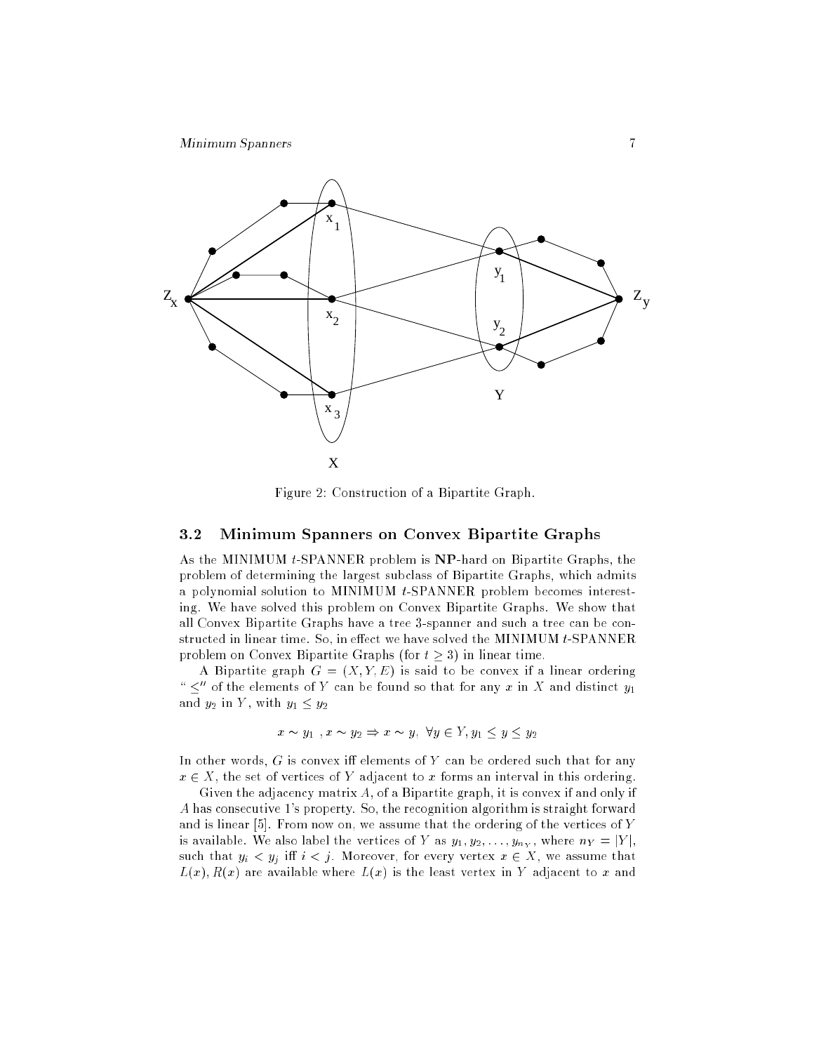Figure 2: Construction of a Bipartite Graph.

### 3.2 Minimum Spanners on Convex Bipartite Graphs

As the MINIMUM $t$-SPANNER problem is **NP**-hard on Bipartite Graphs, the problem of determining the largest subclass of Bipartite Graphs, which admits a polynomial solution to MINIMUM $t$-SPANNER problem becomes interesting. We have solved this problem on Convex Bipartite Graphs. We show that all Convex Bipartite Graphs have a tree 3-spanner and such a tree can be constructed in linear time. So, in effect we have solved the MINIMUM $t$-SPANNER problem on Convex Bipartite Graphs (for $t \geq 3$) in linear time.

A Bipartite graph $G = (X, Y, E)$ is said to be convex if a linear ordering "$\leq$" of the elements of $Y$ can be found so that for any $x$ in $X$ and distinct $y_1$ and $y_2$ in $Y$, with $y_1 \leq y_2$

$$x \sim y_1 \;, x \sim y_2 \Rightarrow x \sim y, \;\; \forall y \in Y, y_1 \leq y \leq y_2$$

In other words, $G$ is convex iff elements of $Y$ can be ordered such that for any $x \in X$, the set of vertices of $Y$ adjacent to $x$ forms an interval in this ordering.

Given the adjacency matrix $A$, of a Bipartite graph, it is convex if and only if $A$ has consecutive 1's property. So, the recognition algorithm is straight forward and is linear [5]. From now on, we assume that the ordering of the vertices of $Y$ is available. We also label the vertices of $Y$ as $y_1, y_2, \ldots, y_{n_Y}$, where $n_Y = |Y|$, such that $y_i < y_j$ iff $i < j$. Moreover, for every vertex $x \in X$, we assume that $L(x), R(x)$ are available where $L(x)$ is the least vertex in $Y$ adjacent to $x$ and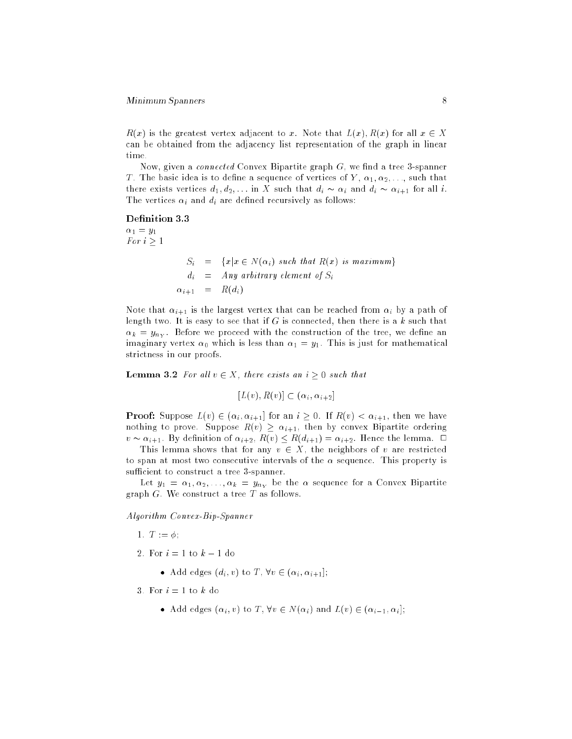$R(x)$ is the greatest vertex adjacent to $x$. Note that $L(x), R(x)$ for all $x \in X$ can be obtained from the adjacency list representation of the graph in linear time.

Now, given a *connected* Convex Bipartite graph $G$, we find a tree 3-spanner $T$. The basic idea is to define a sequence of vertices of $Y$, $\alpha_1, \alpha_2, \ldots$, such that there exists vertices $d_1, d_2, \ldots$ in $X$ such that $d_i \sim \alpha_i$ and $d_i \sim \alpha_{i+1}$ for all $i$. The vertices $\alpha_i$ and $d_i$ are defined recursively as follows:

**Definition 3.3**

$\alpha_1 = y_1$

*For* $i \geq 1$

$$
\begin{aligned}
S_i &= \{x | x \in N(\alpha_i) \textit{ such that } R(x) \textit{ is maximum}\} \\
d_i &= \textit{Any arbitrary element of } S_i \\
\alpha_{i+1} &= R(d_i)
\end{aligned}
$$

Note that $\alpha_{i+1}$ is the largest vertex that can be reached from $\alpha_i$ by a path of length two. It is easy to see that if $G$ is connected, then there is a $k$ such that $\alpha_k = y_{n_Y}$. Before we proceed with the construction of the tree, we define an imaginary vertex $\alpha_0$ which is less than $\alpha_1 = y_1$. This is just for mathematical strictness in our proofs.

**Lemma 3.2** *For all* $v \in X$*, there exists an* $i \geq 0$ *such that*

$$[L(v), R(v)] \subset (\alpha_i, \alpha_{i+2}]$$

**Proof:** Suppose $L(v) \in (\alpha_i, \alpha_{i+1}]$ for an $i \geq 0$. If $R(v) < \alpha_{i+1}$, then we have nothing to prove. Suppose $R(v) \geq \alpha_{i+1}$, then by convex Bipartite ordering $v \sim \alpha_{i+1}$. By definition of $\alpha_{i+2}$, $R(v) \leq R(d_{i+1}) = \alpha_{i+2}$. Hence the lemma. □

This lemma shows that for any $v \in X$, the neighbors of $v$ are restricted to span at most two consecutive intervals of the $\alpha$ sequence. This property is sufficient to construct a tree 3-spanner.

Let $y_1 = \alpha_1, \alpha_2, \ldots, \alpha_k = y_{n_Y}$ be the $\alpha$ sequence for a Convex Bipartite graph $G$. We construct a tree $T$ as follows.

*Algorithm Convex-Bip-Spanner*

1. $T := \phi$;
2. For $i = 1$ to $k - 1$ do
   - Add edges $(d_i, v)$ to $T$, $\forall v \in (\alpha_i, \alpha_{i+1}]$;
3. For $i = 1$ to $k$ do
   - Add edges $(\alpha_i, v)$ to $T$, $\forall v \in N(\alpha_i)$ and $L(v) \in (\alpha_{i-1}, \alpha_i]$;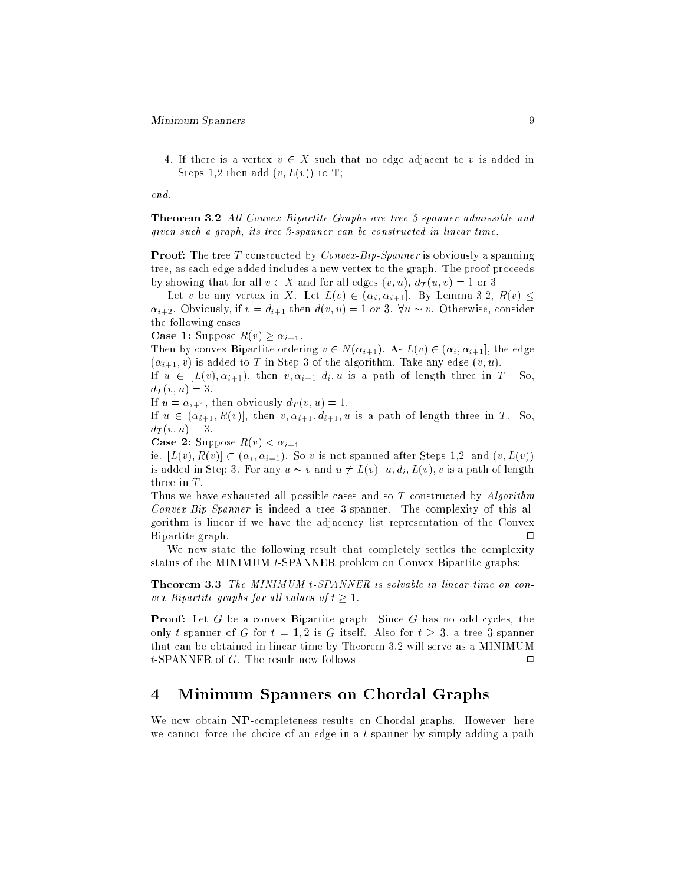4. If there is a vertex $v \in X$ such that no edge adjacent to $v$ is added in Steps 1,2 then add $(v, L(v))$ to T;

*end.*

**Theorem 3.2** *All Convex Bipartite Graphs are tree 3-spanner admissible and given such a graph, its tree 3-spanner can be constructed in linear time.*

**Proof:** The tree $T$ constructed by *Convex-Bip-Spanner* is obviously a spanning tree, as each edge added includes a new vertex to the graph. The proof proceeds by showing that for all $v \in X$ and for all edges $(v, u)$, $d_T(u, v) = 1$ or 3.

Let $v$ be any vertex in $X$. Let $L(v) \in (\alpha_i, \alpha_{i+1}]$. By Lemma 3.2, $R(v) \leq \alpha_{i+2}$. Obviously, if $v = d_{i+1}$ then $d(v, u) = 1$ *or* 3, $\forall u \sim v$. Otherwise, consider the following cases:

**Case 1:** Suppose $R(v) \geq \alpha_{i+1}$.
Then by convex Bipartite ordering $v \in N(\alpha_{i+1})$. As $L(v) \in (\alpha_i, \alpha_{i+1}]$, the edge $(\alpha_{i+1}, v)$ is added to $T$ in Step 3 of the algorithm. Take any edge $(v, u)$.
If $u \in [L(v), \alpha_{i+1})$, then $v, \alpha_{i+1}, d_i, u$ is a path of length three in $T$. So, $d_T(v, u) = 3$.
If $u = \alpha_{i+1}$, then obviously $d_T(v, u) = 1$.
If $u \in (\alpha_{i+1}, R(v)]$, then $v, \alpha_{i+1}, d_{i+1}, u$ is a path of length three in $T$. So, $d_T(v, u) = 3$.

**Case 2:** Suppose $R(v) < \alpha_{i+1}$.
ie. $[L(v), R(v)] \subset (\alpha_i, \alpha_{i+1})$. So $v$ is not spanned after Steps 1,2, and $(v, L(v))$ is added in Step 3. For any $u \sim v$ and $u \neq L(v)$, $u, d_i, L(v), v$ is a path of length three in $T$.

Thus we have exhausted all possible cases and so $T$ constructed by *Algorithm Convex-Bip-Spanner* is indeed a tree 3-spanner. The complexity of this algorithm is linear if we have the adjacency list representation of the Convex Bipartite graph. $\Box$

We now state the following result that completely settles the complexity status of the MINIMUM $t$-SPANNER problem on Convex Bipartite graphs:

**Theorem 3.3** *The MINIMUM $t$-SPANNER is solvable in linear time on convex Bipartite graphs for all values of $t \geq 1$.*

**Proof:** Let $G$ be a convex Bipartite graph. Since $G$ has no odd cycles, the only $t$-spanner of $G$ for $t = 1, 2$ is $G$ itself. Also for $t \geq 3$, a tree 3-spanner that can be obtained in linear time by Theorem 3.2 will serve as a MINIMUM $t$-SPANNER of $G$. The result now follows. $\Box$

# 4 Minimum Spanners on Chordal Graphs

We now obtain **NP**-completeness results on Chordal graphs. However, here we cannot force the choice of an edge in a $t$-spanner by simply adding a path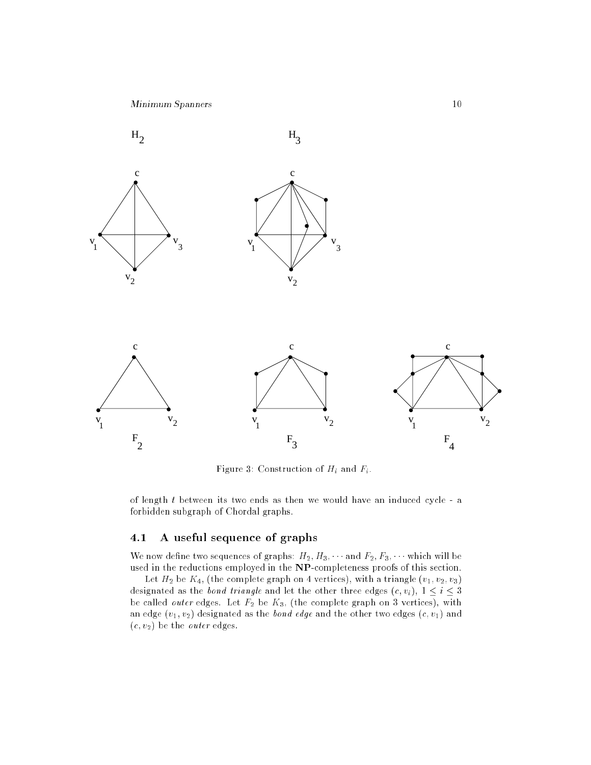Figure 3: Construction of $H_i$ and $F_i$.

of length $t$ between its two ends as then we would have an induced cycle - a forbidden subgraph of Chordal graphs.

### 4.1 A useful sequence of graphs

We now define two sequences of graphs: $H_2, H_3, \cdots$ and $F_2, F_3, \cdots$ which will be used in the reductions employed in the **NP**-completeness proofs of this section.

Let $H_2$ be $K_4$, (the complete graph on 4 vertices), with a triangle $(v_1, v_2, v_3)$ designated as the *bond triangle* and let the other three edges $(c, v_i)$, $1 \leq i \leq 3$ be called *outer* edges. Let $F_2$ be $K_3$, (the complete graph on 3 vertices), with an edge $(v_1, v_2)$ designated as the *bond edge* and the other two edges $(c, v_1)$ and $(c, v_2)$ be the *outer* edges.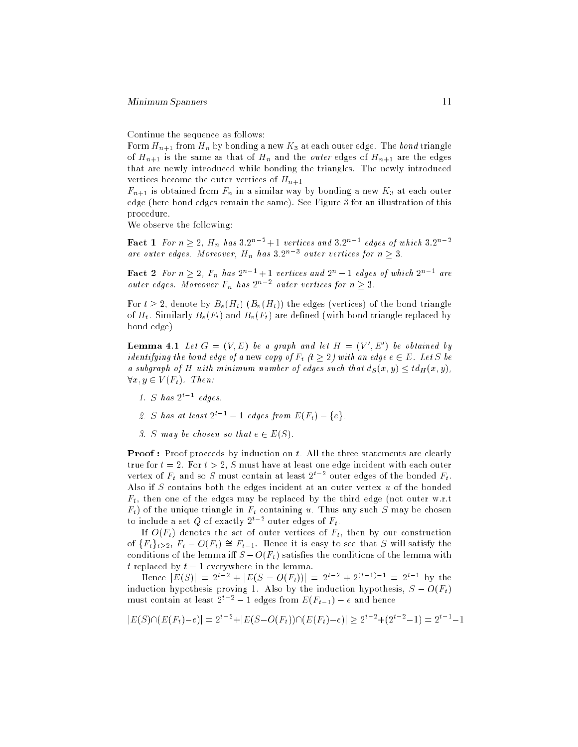Continue the sequence as follows:

Form $H_{n+1}$ from $H_n$ by bonding a new $K_3$ at each outer edge. The *bond* triangle of $H_{n+1}$ is the same as that of $H_n$ and the *outer* edges of $H_{n+1}$ are the edges that are newly introduced while bonding the triangles. The newly introduced vertices become the outer vertices of $H_{n+1}$.

$F_{n+1}$ is obtained from $F_n$ in a similar way by bonding a new $K_3$ at each outer edge (here bond edges remain the same). See Figure 3 for an illustration of this procedure.

We observe the following:

**Fact 1** *For $n \geq 2$, $H_n$ has $3.2^{n-2}+1$ vertices and $3.2^{n-1}$ edges of which $3.2^{n-2}$ are outer edges. Moreover, $H_n$ has $3.2^{n-3}$ outer vertices for $n \geq 3$.*

**Fact 2** *For $n \geq 2$, $F_n$ has $2^{n-1}+1$ vertices and $2^n - 1$ edges of which $2^{n-1}$ are outer edges. Moreover $F_n$ has $2^{n-2}$ outer vertices for $n \geq 3$.*

For $t \geq 2$, denote by $B_e(H_t)$ ($B_v(H_t)$) the edges (vertices) of the bond triangle of $H_t$. Similarly $B_e(F_t)$ and $B_v(F_t)$ are defined (with bond triangle replaced by bond edge)

**Lemma 4.1** *Let $G = (V, E)$ be a graph and let $H = (V', E')$ be obtained by identifying the bond edge of a new copy of $F_t$ ($t \geq 2$) with an edge $e \in E$. Let $S$ be a subgraph of $H$ with minimum number of edges such that $d_S(x,y) \leq t d_H(x,y)$, $\forall x, y \in V(F_t)$. Then:*

1. *$S$ has $2^{t-1}$ edges.*
2. *$S$ has at least $2^{t-1} - 1$ edges from $E(F_t) - \{e\}$.*
3. *$S$ may be chosen so that $e \in E(S)$.*

**Proof :** Proof proceeds by induction on $t$. All the three statements are clearly true for $t = 2$. For $t > 2$, $S$ must have at least one edge incident with each outer vertex of $F_t$ and so $S$ must contain at least $2^{t-2}$ outer edges of the bonded $F_t$. Also if $S$ contains both the edges incident at an outer vertex $u$ of the bonded $F_t$, then one of the edges may be replaced by the third edge (not outer w.r.t $F_t$) of the unique triangle in $F_t$ containing $u$. Thus any such $S$ may be chosen to include a set $Q$ of exactly $2^{t-2}$ outer edges of $F_t$.

If $O(F_t)$ denotes the set of outer vertices of $F_t$, then by our construction of $\{F_t\}_{t \geq 2}$, $F_t - O(F_t) \cong F_{t-1}$. Hence it is easy to see that $S$ will satisfy the conditions of the lemma iff $S - O(F_t)$ satisfies the conditions of the lemma with $t$ replaced by $t-1$ everywhere in the lemma.

Hence $|E(S)| = 2^{t-2} + |E(S - O(F_t))| = 2^{t-2} + 2^{(t-1)-1} = 2^{t-1}$ by the induction hypothesis proving 1. Also by the induction hypothesis, $S - O(F_t)$ must contain at least $2^{t-2} - 1$ edges from $E(F_{t-1}) - e$ and hence

$$|E(S) \cap (E(F_t) - e)| = 2^{t-2} + |E(S - O(F_t)) \cap (E(F_t) - e)| \geq 2^{t-2} + (2^{t-2} - 1) = 2^{t-1} - 1$$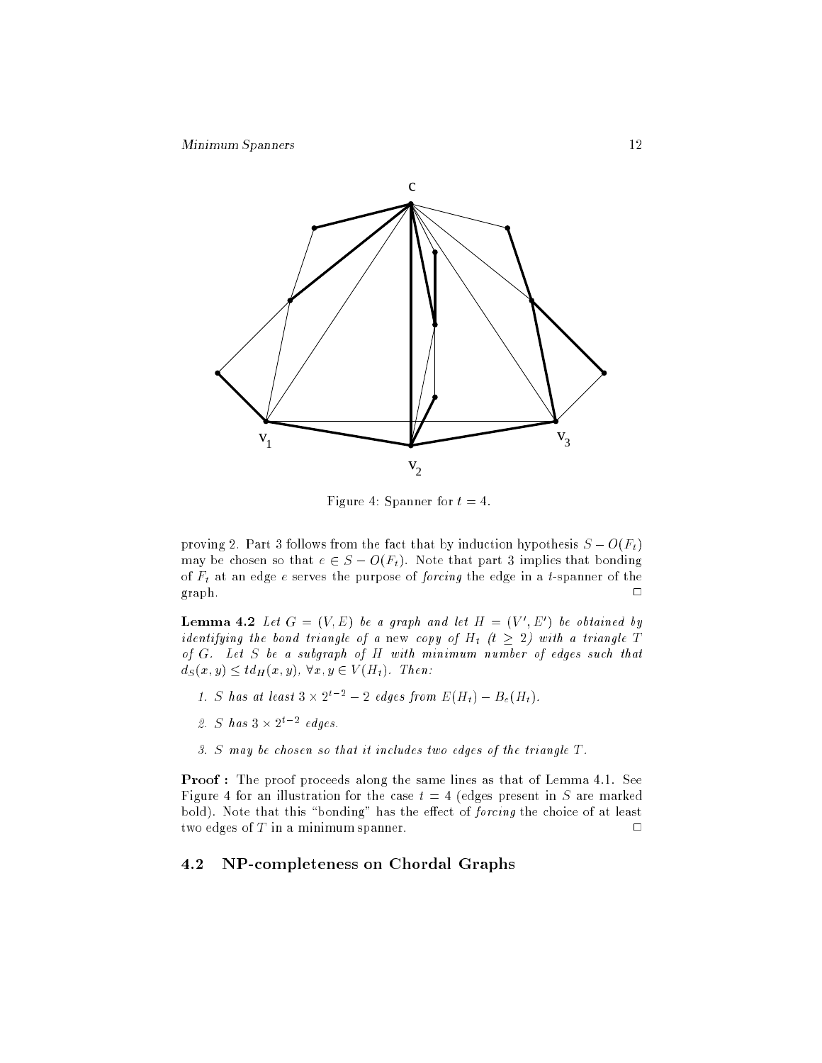Figure 4: Spanner for $t = 4$.

proving 2. Part 3 follows from the fact that by induction hypothesis $S - O(F_t)$ may be chosen so that $e \in S - O(F_t)$. Note that part 3 implies that bonding of $F_t$ at an edge $e$ serves the purpose of *forcing* the edge in a $t$-spanner of the graph. □

**Lemma 4.2** *Let $G = (V, E)$ be a graph and let $H = (V', E')$ be obtained by identifying the bond triangle of a* new *copy of $H_t$ ($t \geq 2$) with a triangle $T$ of $G$. Let $S$ be a subgraph of $H$ with minimum number of edges such that $d_S(x, y) \leq t d_H(x, y)$, $\forall x, y \in V(H_t)$. Then:*

1. *$S$ has at least $3 \times 2^{t-2} - 2$ edges from $E(H_t) - B_e(H_t)$.*
2. *$S$ has $3 \times 2^{t-2}$ edges.*
3. *$S$ may be chosen so that it includes two edges of the triangle $T$.*

**Proof :** The proof proceeds along the same lines as that of Lemma 4.1. See Figure 4 for an illustration for the case $t = 4$ (edges present in $S$ are marked bold). Note that this "bonding" has the effect of *forcing* the choice of at least two edges of $T$ in a minimum spanner. □

## 4.2 NP-completeness on Chordal Graphs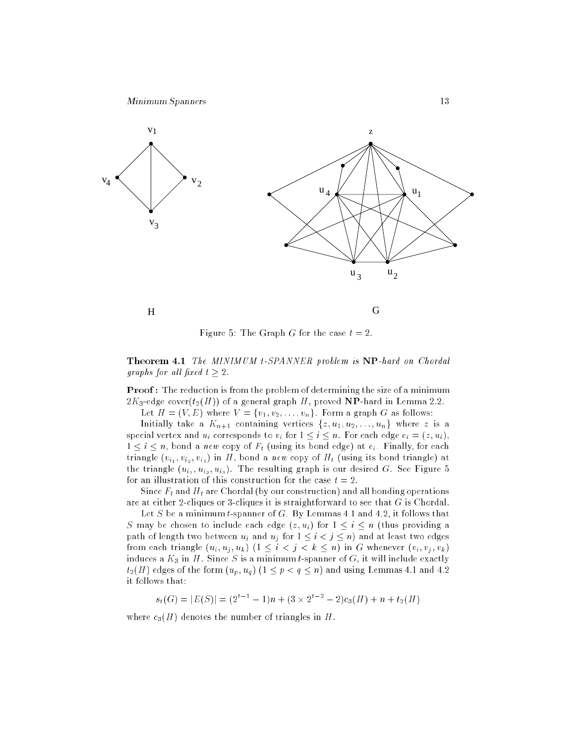Figure 5: The Graph $G$ for the case $t = 2$.

**Theorem 4.1** *The MINIMUM t-SPANNER problem is* **NP**-*hard on Chordal graphs for all fixed* $t \geq 2$.

**Proof :** The reduction is from the problem of determining the size of a minimum $2K_3$-edge cover($t_2(H)$) of a general graph $H$, proved **NP**-hard in Lemma 2.2.

Let $H = (V, E)$ where $V = \{v_1, v_2, \ldots, v_n\}$. Form a graph $G$ as follows:

Initially take a $K_{n+1}$ containing vertices $\{z, u_1, u_2, \ldots, u_n\}$ where $z$ is a special vertex and $u_i$ corresponds to $v_i$ for $1 \leq i \leq n$. For each edge $e_i = (z, u_i)$, $1 \leq i \leq n$, bond a *new* copy of $F_t$ (using its bond edge) at $e_i$. Finally, for each triangle $(v_{i_1}, v_{i_2}, v_{i_3})$ in $H$, bond a *new* copy of $H_t$ (using its bond triangle) at the triangle $(u_{i_1}, u_{i_2}, u_{i_3})$. The resulting graph is our desired $G$. See Figure 5 for an illustration of this construction for the case $t = 2$.

Since $F_t$ and $H_t$ are Chordal (by our construction) and all bonding operations are at either 2-cliques or 3-cliques it is straightforward to see that $G$ is Chordal.

Let $S$ be a minimum $t$-spanner of $G$. By Lemmas 4.1 and 4.2, it follows that $S$ may be chosen to include each edge $(z, u_i)$ for $1 \leq i \leq n$ (thus providing a path of length two between $u_i$ and $u_j$ for $1 \leq i < j \leq n$) and at least two edges from each triangle $(u_i, u_j, u_k)$ $(1 \leq i < j < k \leq n)$ in $G$ whenever $(v_i, v_j, v_k)$ induces a $K_3$ in $H$. Since $S$ is a minimum $t$-spanner of $G$, it will include exactly $t_2(H)$ edges of the form $(u_p, u_q)$ $(1 \leq p < q \leq n)$ and using Lemmas 4.1 and 4.2 it follows that:

$$s_t(G) = |E(S)| = (2^{t-1} - 1)n + (3 \times 2^{t-2} - 2)c_3(H) + n + t_2(H)$$

where $c_3(H)$ denotes the number of triangles in $H$.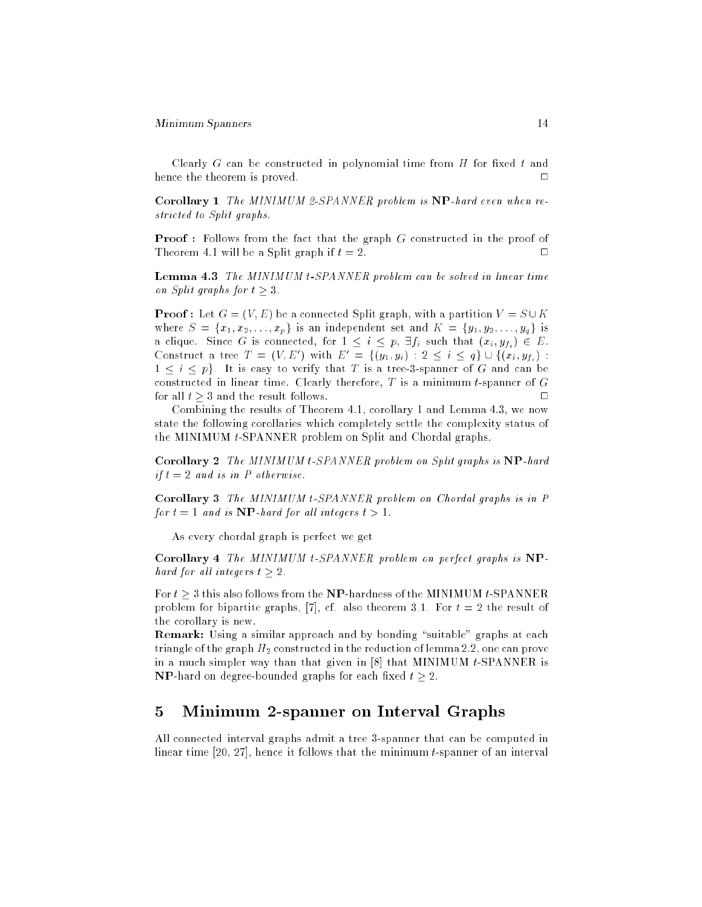Clearly $G$ can be constructed in polynomial time from $H$ for fixed $t$ and hence the theorem is proved. □

**Corollary 1** *The MINIMUM 2-SPANNER problem is* **NP***-hard even when restricted to Split graphs.*

**Proof :** Follows from the fact that the graph $G$ constructed in the proof of Theorem 4.1 will be a Split graph if $t = 2$. □

**Lemma 4.3** *The MINIMUM $t$-SPANNER problem can be solved in linear time on Split graphs for $t \geq 3$.*

**Proof :** Let $G = (V, E)$ be a connected Split graph, with a partition $V = S \cup K$ where $S = \{x_1, x_2, \ldots, x_p\}$ is an independent set and $K = \{y_1, y_2, \ldots, y_q\}$ is a clique. Since $G$ is connected, for $1 \leq i \leq p$, $\exists f_i$ such that $(x_i, y_{f_i}) \in E$. Construct a tree $T = (V, E')$ with $E' = \{(y_1, y_i) : 2 \leq i \leq q\} \cup \{(x_i, y_{f_i}) : 1 \leq i \leq p\}$. It is easy to verify that $T$ is a tree-3-spanner of $G$ and can be constructed in linear time. Clearly therefore, $T$ is a minimum $t$-spanner of $G$ for all $t \geq 3$ and the result follows. □

Combining the results of Theorem 4.1, corollary 1 and Lemma 4.3, we now state the following corollaries which completely settle the complexity status of the MINIMUM $t$-SPANNER problem on Split and Chordal graphs.

**Corollary 2** *The MINIMUM $t$-SPANNER problem on Split graphs is* **NP***-hard if $t = 2$ and is in P otherwise.*

**Corollary 3** *The MINIMUM $t$-SPANNER problem on Chordal graphs is in P for $t = 1$ and is* **NP***-hard for all integers $t > 1$.*

As every chordal graph is perfect we get

**Corollary 4** *The MINIMUM $t$-SPANNER problem on perfect graphs is* **NP***-hard for all integers $t \geq 2$.*

For $t \geq 3$ this also follows from the **NP**-hardness of the MINIMUM $t$-SPANNER problem for bipartite graphs, [7], cf. also theorem 3.1. For $t = 2$ the result of the corollary is new.

**Remark:** Using a similar approach and by bonding "suitable" graphs at each triangle of the graph $H_2$ constructed in the reduction of lemma 2.2, one can prove in a much simpler way than that given in [8] that MINIMUM $t$-SPANNER is **NP**-hard on degree-bounded graphs for each fixed $t \geq 2$.

# 5 Minimum 2-spanner on Interval Graphs

All connected interval graphs admit a tree 3-spanner that can be computed in linear time [20, 27], hence it follows that the minimum $t$-spanner of an interval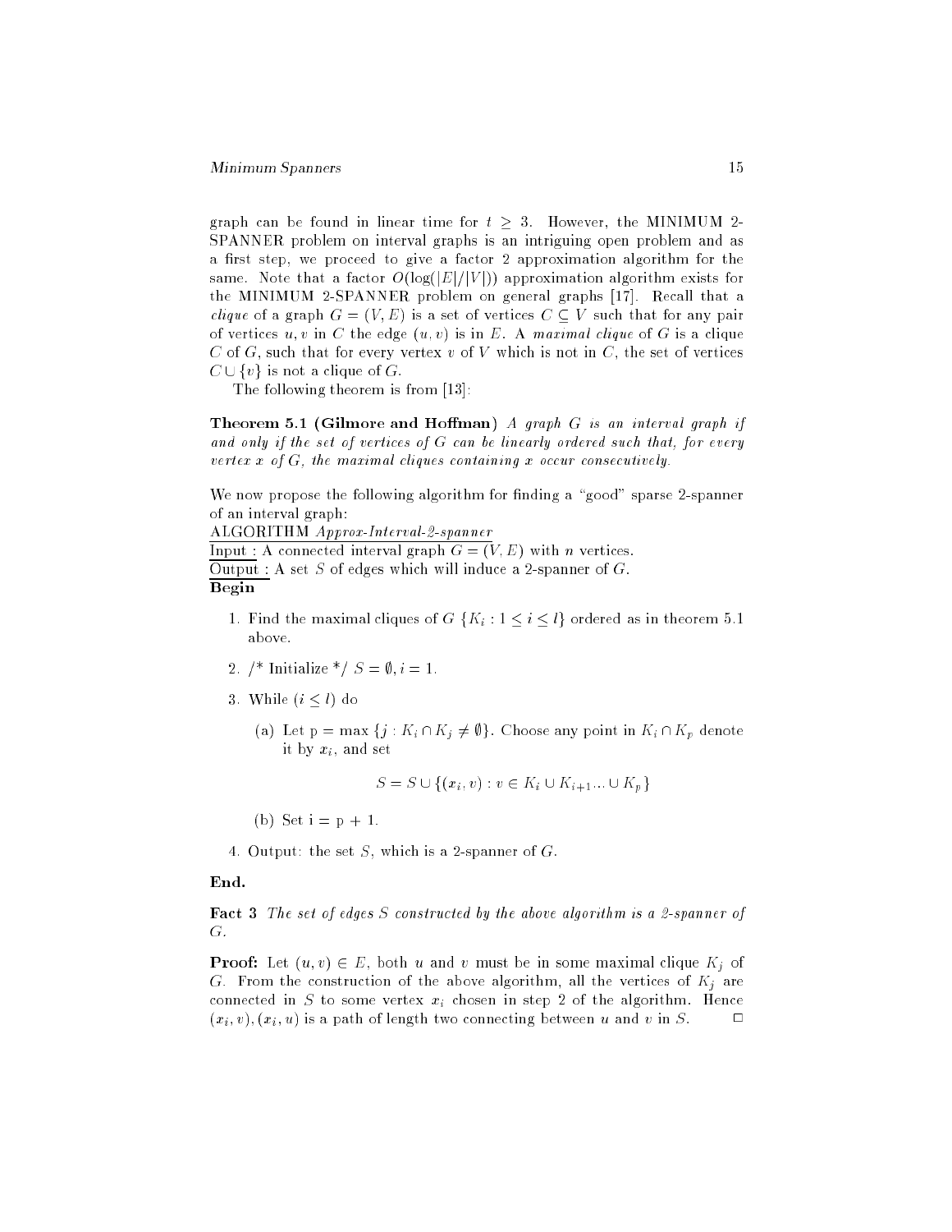graph can be found in linear time for $t \geq 3$. However, the MINIMUM 2-SPANNER problem on interval graphs is an intriguing open problem and as a first step, we proceed to give a factor 2 approximation algorithm for the same. Note that a factor $O(\log(|E|/|V|))$ approximation algorithm exists for the MINIMUM 2-SPANNER problem on general graphs [17]. Recall that a *clique* of a graph $G = (V, E)$ is a set of vertices $C \subseteq V$ such that for any pair of vertices $u, v$ in $C$ the edge $(u, v)$ is in $E$. A *maximal clique* of $G$ is a clique $C$ of $G$, such that for every vertex $v$ of $V$ which is not in $C$, the set of vertices $C \cup \{v\}$ is not a clique of $G$.

The following theorem is from [13]:

**Theorem 5.1 (Gilmore and Hoffman)** *A graph $G$ is an interval graph if and only if the set of vertices of $G$ can be linearly ordered such that, for every vertex $x$ of $G$, the maximal cliques containing $x$ occur consecutively.*

We now propose the following algorithm for finding a "good" sparse 2-spanner of an interval graph:

ALGORITHM *Approx-Interval-2-spanner*

Input : A connected interval graph $G = (V, E)$ with $n$ vertices.

Output : A set $S$ of edges which will induce a 2-spanner of $G$.

**Begin**

1. Find the maximal cliques of $G$ $\{K_i : 1 \leq i \leq l\}$ ordered as in theorem 5.1 above.

2. /* Initialize */ $S = \emptyset, i = 1$.

3. While $(i \leq l)$ do

   (a) Let p = max $\{j : K_i \cap K_j \neq \emptyset\}$. Choose any point in $K_i \cap K_p$ denote it by $x_i$, and set

   $$S = S \cup \{(x_i, v) : v \in K_i \cup K_{i+1} ... \cup K_p\}$$

   (b) Set i = p + 1.

4. Output: the set $S$, which is a 2-spanner of $G$.

**End.**

**Fact 3** *The set of edges $S$ constructed by the above algorithm is a 2-spanner of $G$.*

**Proof:** Let $(u, v) \in E$, both $u$ and $v$ must be in some maximal clique $K_j$ of $G$. From the construction of the above algorithm, all the vertices of $K_j$ are connected in $S$ to some vertex $x_i$ chosen in step 2 of the algorithm. Hence $(x_i, v), (x_i, u)$ is a path of length two connecting between $u$ and $v$ in $S$. □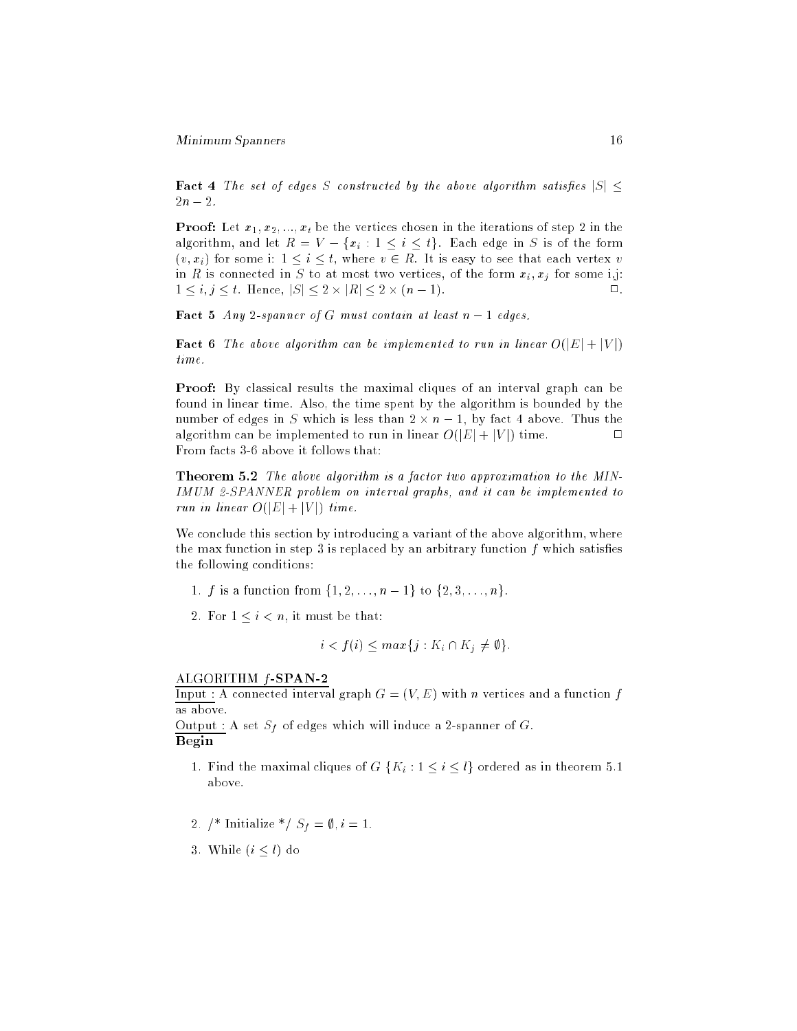**Fact 4** *The set of edges $S$ constructed by the above algorithm satisfies $|S| \leq 2n - 2$.*

**Proof:** Let $x_1, x_2, ..., x_t$ be the vertices chosen in the iterations of step 2 in the algorithm, and let $R = V - \{x_i : 1 \leq i \leq t\}$. Each edge in $S$ is of the form $(v, x_i)$ for some i: $1 \leq i \leq t$, where $v \in R$. It is easy to see that each vertex $v$ in $R$ is connected in $S$ to at most two vertices, of the form $x_i, x_j$ for some i,j: $1 \leq i, j \leq t$. Hence, $|S| \leq 2 \times |R| \leq 2 \times (n - 1)$. $\Box$.

**Fact 5** *Any 2-spanner of $G$ must contain at least $n - 1$ edges.*

**Fact 6** *The above algorithm can be implemented to run in linear $O(|E| + |V|)$ time.*

**Proof:** By classical results the maximal cliques of an interval graph can be found in linear time. Also, the time spent by the algorithm is bounded by the number of edges in $S$ which is less than $2 \times n - 1$, by fact 4 above. Thus the algorithm can be implemented to run in linear $O(|E| + |V|)$ time. $\Box$

From facts 3-6 above it follows that:

**Theorem 5.2** *The above algorithm is a factor two approximation to the MINIMUM 2-SPANNER problem on interval graphs, and it can be implemented to run in linear $O(|E| + |V|)$ time.*

We conclude this section by introducing a variant of the above algorithm, where the max function in step 3 is replaced by an arbitrary function $f$ which satisfies the following conditions:

1. $f$ is a function from $\{1, 2, \ldots, n-1\}$ to $\{2, 3, \ldots, n\}$.
2. For $1 \leq i < n$, it must be that:

$$i < f(i) \leq max\{j : K_i \cap K_j \neq \emptyset\}.$$

ALGORITHM ***f*-SPAN-2**

Input : A connected interval graph $G = (V, E)$ with $n$ vertices and a function $f$ as above.

Output : A set $S_f$ of edges which will induce a 2-spanner of $G$.

**Begin**

1. Find the maximal cliques of $G$ $\{K_i : 1 \leq i \leq l\}$ ordered as in theorem 5.1 above.
2. /* Initialize */ $S_f = \emptyset$, $i = 1$.
3. While $(i \leq l)$ do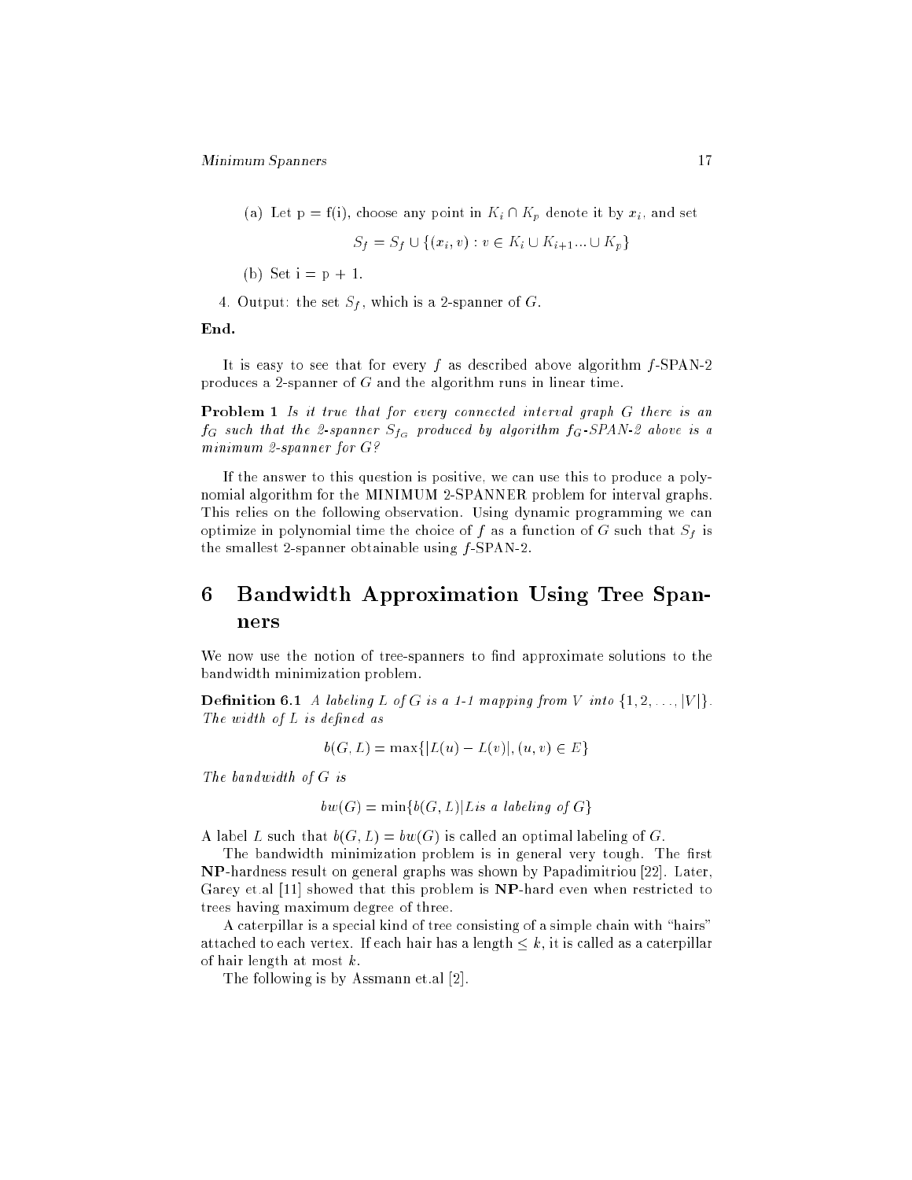(a) Let p = f(i), choose any point in $K_i \cap K_p$ denote it by $x_i$, and set

$$S_f = S_f \cup \{(x_i, v) : v \in K_i \cup K_{i+1} ... \cup K_p\}$$

(b) Set i = p + 1.

4. Output: the set $S_f$, which is a 2-spanner of $G$.

**End.**

It is easy to see that for every $f$ as described above algorithm $f$-SPAN-2 produces a 2-spanner of $G$ and the algorithm runs in linear time.

**Problem 1** *Is it true that for every connected interval graph $G$ there is an $f_G$ such that the 2-spanner $S_{f_G}$ produced by algorithm $f_G$-SPAN-2 above is a minimum 2-spanner for $G$?*

If the answer to this question is positive, we can use this to produce a polynomial algorithm for the MINIMUM 2-SPANNER problem for interval graphs. This relies on the following observation. Using dynamic programming we can optimize in polynomial time the choice of $f$ as a function of $G$ such that $S_f$ is the smallest 2-spanner obtainable using $f$-SPAN-2.

# 6 Bandwidth Approximation Using Tree Spanners

We now use the notion of tree-spanners to find approximate solutions to the bandwidth minimization problem.

**Definition 6.1** *A labeling $L$ of $G$ is a 1-1 mapping from $V$ into $\{1, 2, \ldots, |V|\}$. The width of $L$ is defined as*

$$b(G, L) = \max\{|L(u) - L(v)|, (u, v) \in E\}$$

*The bandwidth of $G$ is*

$$bw(G) = \min\{b(G, L) | L is\ a\ labeling\ of\ G\}$$

A label $L$ such that $b(G, L) = bw(G)$ is called an optimal labeling of $G$.

The bandwidth minimization problem is in general very tough. The first **NP**-hardness result on general graphs was shown by Papadimitriou [22]. Later, Garey et.al [11] showed that this problem is **NP**-hard even when restricted to trees having maximum degree of three.

A caterpillar is a special kind of tree consisting of a simple chain with "hairs" attached to each vertex. If each hair has a length $\leq k$, it is called as a caterpillar of hair length at most $k$.

The following is by Assmann et.al [2].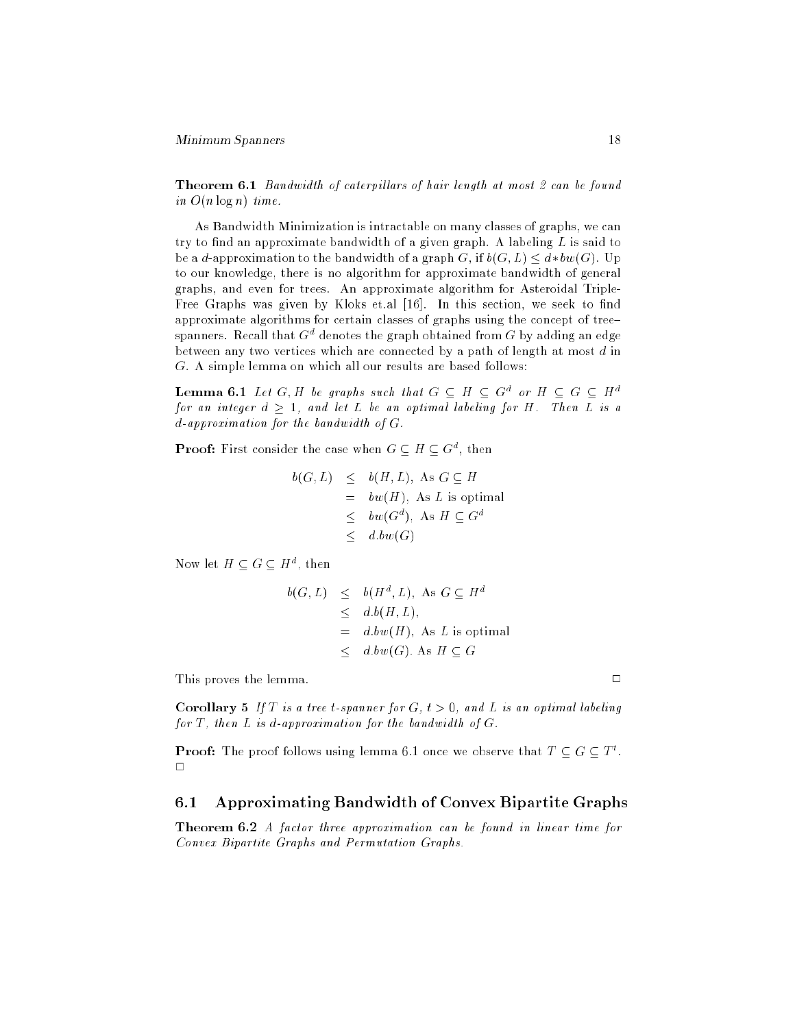**Theorem 6.1** *Bandwidth of caterpillars of hair length at most 2 can be found in $O(n \log n)$ time.*

As Bandwidth Minimization is intractable on many classes of graphs, we can try to find an approximate bandwidth of a given graph. A labeling $L$ is said to be a $d$-approximation to the bandwidth of a graph $G$, if $b(G, L) \leq d * bw(G)$. Up to our knowledge, there is no algorithm for approximate bandwidth of general graphs, and even for trees. An approximate algorithm for Asteroidal Triple-Free Graphs was given by Kloks et.al [16]. In this section, we seek to find approximate algorithms for certain classes of graphs using the concept of tree–spanners. Recall that $G^d$ denotes the graph obtained from $G$ by adding an edge between any two vertices which are connected by a path of length at most $d$ in $G$. A simple lemma on which all our results are based follows:

**Lemma 6.1** *Let $G, H$ be graphs such that $G \subseteq H \subseteq G^d$ or $H \subseteq G \subseteq H^d$ for an integer $d \geq 1$, and let $L$ be an optimal labeling for $H$. Then $L$ is a $d$-approximation for the bandwidth of $G$.*

**Proof:** First consider the case when $G \subseteq H \subseteq G^d$, then

$$
\begin{aligned}
b(G, L) &\leq b(H, L), \text{ As } G \subseteq H \\
&= bw(H), \text{ As } L \text{ is optimal} \\
&\leq bw(G^d), \text{ As } H \subseteq G^d \\
&\leq d.bw(G)
\end{aligned}
$$

Now let $H \subseteq G \subseteq H^d$, then

$$
\begin{aligned}
b(G, L) &\leq b(H^d, L), \text{ As } G \subseteq H^d \\
&\leq d.b(H, L), \\
&= d.bw(H), \text{ As } L \text{ is optimal} \\
&\leq d.bw(G). \text{ As } H \subseteq G
\end{aligned}
$$

This proves the lemma. □

**Corollary 5** *If $T$ is a tree $t$-spanner for $G$, $t > 0$, and $L$ is an optimal labeling for $T$, then $L$ is $d$-approximation for the bandwidth of $G$.*

**Proof:** The proof follows using lemma 6.1 once we observe that $T \subseteq G \subseteq T^t$. □

## 6.1 Approximating Bandwidth of Convex Bipartite Graphs

**Theorem 6.2** *A factor three approximation can be found in linear time for Convex Bipartite Graphs and Permutation Graphs.*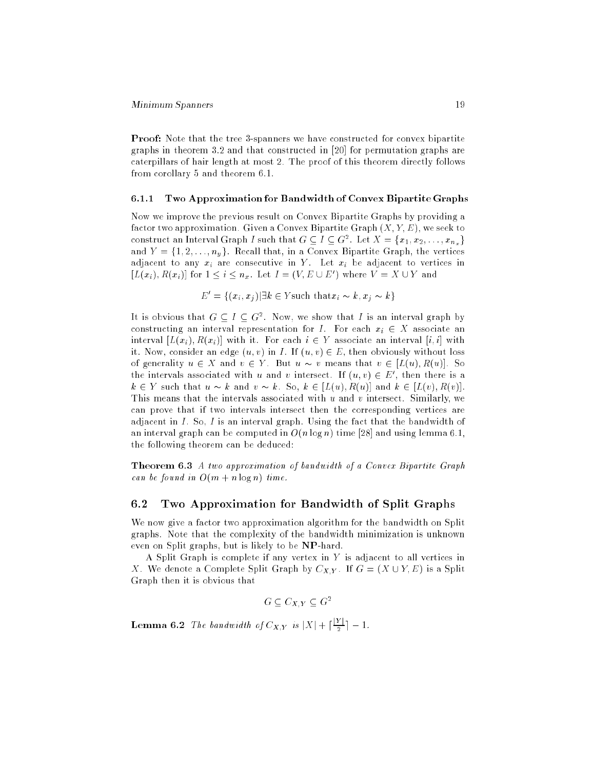**Proof:** Note that the tree 3-spanners we have constructed for convex bipartite graphs in theorem 3.2 and that constructed in [20] for permutation graphs are caterpillars of hair length at most 2. The proof of this theorem directly follows from corollary 5 and theorem 6.1.

### 6.1.1 Two Approximation for Bandwidth of Convex Bipartite Graphs

Now we improve the previous result on Convex Bipartite Graphs by providing a factor two approximation. Given a Convex Bipartite Graph $(X, Y, E)$, we seek to construct an Interval Graph $I$ such that $G \subseteq I \subseteq G^2$. Let $X = \{x_1, x_2, \ldots, x_{n_x}\}$ and $Y = \{1, 2, \ldots, n_y\}$. Recall that, in a Convex Bipartite Graph, the vertices adjacent to any $x_i$ are consecutive in $Y$. Let $x_i$ be adjacent to vertices in $[L(x_i), R(x_i)]$ for $1 \leq i \leq n_x$. Let $I = (V, E \cup E')$ where $V = X \cup Y$ and

$$E' = \{(x_i, x_j) | \exists k \in Y \text{such that} x_i \sim k, x_j \sim k\}$$

It is obvious that $G \subseteq I \subseteq G^2$. Now, we show that $I$ is an interval graph by constructing an interval representation for $I$. For each $x_i \in X$ associate an interval $[L(x_i), R(x_i)]$ with it. For each $i \in Y$ associate an interval $[i, i]$ with it. Now, consider an edge $(u, v)$ in $I$. If $(u, v) \in E$, then obviously without loss of generality $u \in X$ and $v \in Y$. But $u \sim v$ means that $v \in [L(u), R(u)]$. So the intervals associated with $u$ and $v$ intersect. If $(u, v) \in E'$, then there is a $k \in Y$ such that $u \sim k$ and $v \sim k$. So, $k \in [L(u), R(u)]$ and $k \in [L(v), R(v)]$. This means that the intervals associated with $u$ and $v$ intersect. Similarly, we can prove that if two intervals intersect then the corresponding vertices are adjacent in $I$. So, $I$ is an interval graph. Using the fact that the bandwidth of an interval graph can be computed in $O(n \log n)$ time [28] and using lemma 6.1, the following theorem can be deduced:

**Theorem 6.3** *A two approximation of bandwidth of a Convex Bipartite Graph can be found in $O(m + n \log n)$ time.*

## 6.2 Two Approximation for Bandwidth of Split Graphs

We now give a factor two approximation algorithm for the bandwidth on Split graphs. Note that the complexity of the bandwidth minimization is unknown even on Split graphs, but is likely to be **NP**-hard.

A Split Graph is complete if any vertex in $Y$ is adjacent to all vertices in $X$. We denote a Complete Split Graph by $C_{X,Y}$. If $G = (X \cup Y, E)$ is a Split Graph then it is obvious that

$$G \subseteq C_{X,Y} \subseteq G^2$$

**Lemma 6.2** *The bandwidth of $C_{X,Y}$ is $|X| + \lceil \frac{|Y|}{2} \rceil - 1$.*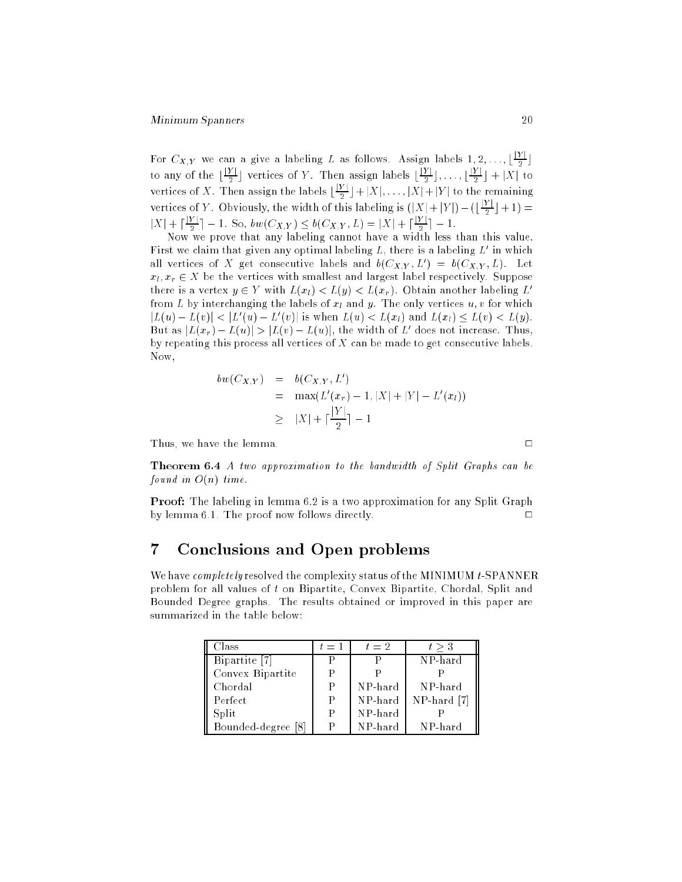For $C_{X,Y}$ we can a give a labeling $L$ as follows. Assign labels $1, 2, \ldots, \lfloor \frac{|Y|}{2} \rfloor$ to any of the $\lfloor \frac{|Y|}{2} \rfloor$ vertices of $Y$. Then assign labels $\lfloor \frac{|Y|}{2} \rfloor, \ldots, \lfloor \frac{|Y|}{2} \rfloor + |X|$ to vertices of $X$. Then assign the labels $\lfloor \frac{|Y|}{2} \rfloor + |X|, \ldots, |X| + |Y|$ to the remaining vertices of $Y$. Obviously, the width of this labeling is $(|X| + |Y|) - (\lfloor \frac{|Y|}{2} \rfloor + 1) = |X| + \lceil \frac{|Y|}{2} \rceil - 1$. So, $bw(C_{X,Y}) \leq b(C_{X,Y}, L) = |X| + \lceil \frac{|Y|}{2} \rceil - 1$.

Now we prove that any labeling cannot have a width less than this value. First we claim that given any optimal labeling $L$, there is a labeling $L'$ in which all vertices of $X$ get consecutive labels and $b(C_{X,Y}, L') = b(C_{X,Y}, L)$. Let $x_l, x_r \in X$ be the vertices with smallest and largest label respectively. Suppose there is a vertex $y \in Y$ with $L(x_l) < L(y) < L(x_r)$. Obtain another labeling $L'$ from $L$ by interchanging the labels of $x_l$ and $y$. The only vertices $u, v$ for which $|L(u) - L(v)| < |L'(u) - L'(v)|$ is when $L(u) < L(x_l)$ and $L(x_l) \leq L(v) < L(y)$. But as $|L(x_r) - L(u)| > |L(v) - L(u)|$, the width of $L'$ does not increase. Thus, by repeating this process all vertices of $X$ can be made to get consecutive labels. Now,

$$
\begin{aligned}
bw(C_{X,Y}) &= b(C_{X,Y}, L') \\
&= \max(L'(x_r) - 1, |X| + |Y| - L'(x_l)) \\
&\geq |X| + \lceil \frac{|Y|}{2} \rceil - 1
\end{aligned}
$$

Thus, we have the lemma. □

**Theorem 6.4** *A two approximation to the bandwidth of Split Graphs can be found in $O(n)$ time.*

**Proof:** The labeling in lemma 6.2 is a two approximation for any Split Graph by lemma 6.1. The proof now follows directly. □

## 7 Conclusions and Open problems

We have *completely* resolved the complexity status of the MINIMUM $t$-SPANNER problem for all values of $t$ on Bipartite, Convex Bipartite, Chordal, Split and Bounded Degree graphs. The results obtained or improved in this paper are summarized in the table below:

| Class | $t = 1$ | $t = 2$ | $t \geq 3$ |
|---|---|---|---|
| Bipartite [7] | P | P | NP-hard |
| Convex Bipartite | P | P | P |
| Chordal | P | NP-hard | NP-hard |
| Perfect | P | NP-hard | NP-hard [7] |
| Split | P | NP-hard | P |
| Bounded-degree [8] | P | NP-hard | NP-hard |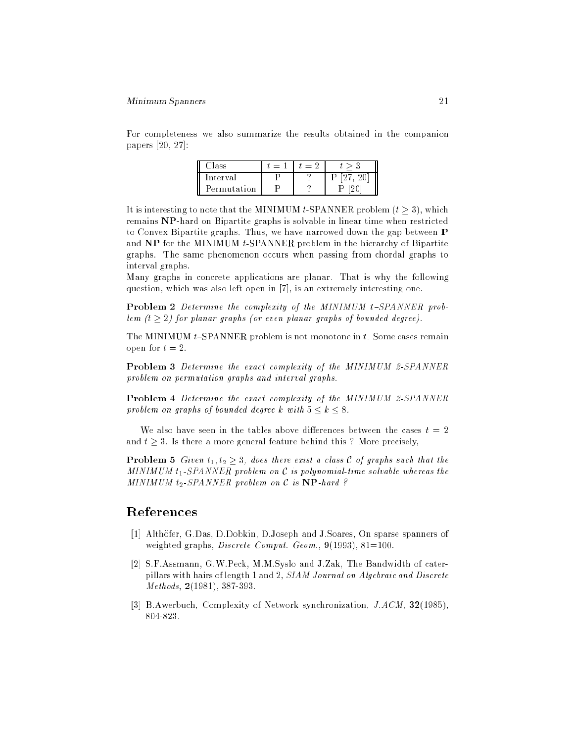For completeness we also summarize the results obtained in the companion papers [20, 27]:

| Class | $t = 1$ | $t = 2$ | $t \geq 3$ |
|---|---|---|---|
| Interval | P | ? | P [27, 20] |
| Permutation | P | ? | P [20] |

It is interesting to note that the MINIMUM $t$-SPANNER problem ($t \geq 3$), which remains **NP**-hard on Bipartite graphs is solvable in linear time when restricted to Convex Bipartite graphs. Thus, we have narrowed down the gap between **P** and **NP** for the MINIMUM $t$-SPANNER problem in the hierarchy of Bipartite graphs. The same phenomenon occurs when passing from chordal graphs to interval graphs.
Many graphs in concrete applications are planar. That is why the following question, which was also left open in [7], is an extremely interesting one.

**Problem 2** *Determine the complexity of the MINIMUM $t$–SPANNER problem ($t \geq 2$) for planar graphs (or even planar graphs of bounded degree).*

The MINIMUM $t$–SPANNER problem is not monotone in $t$. Some cases remain open for $t = 2$.

**Problem 3** *Determine the exact complexity of the MINIMUM 2-SPANNER problem on permutation graphs and interval graphs.*

**Problem 4** *Determine the exact complexity of the MINIMUM 2-SPANNER problem on graphs of bounded degree $k$ with $5 \leq k \leq 8$.*

We also have seen in the tables above differences between the cases $t = 2$ and $t \geq 3$. Is there a more general feature behind this ? More precisely,

**Problem 5** *Given $t_1, t_2 \geq 3$, does there exist a class $\mathcal{C}$ of graphs such that the MINIMUM $t_1$-SPANNER problem on $\mathcal{C}$ is polynomial-time solvable whereas the MINIMUM $t_2$-SPANNER problem on $\mathcal{C}$ is **NP**-hard ?*

## References

[1] Althöfer, G.Das, D.Dobkin, D.Joseph and J.Soares, On sparse spanners of weighted graphs, *Discrete Comput. Geom.*, **9**(1993), 81=100.

[2] S.F.Assmann, G.W.Peck, M.M.Syslo and J.Zak, The Bandwidth of caterpillars with hairs of length 1 and 2, *SIAM Journal on Algebraic and Discrete Methods*, **2**(1981), 387-393.

[3] B.Awerbuch, Complexity of Network synchronization, *J.ACM*, **32**(1985), 804-823.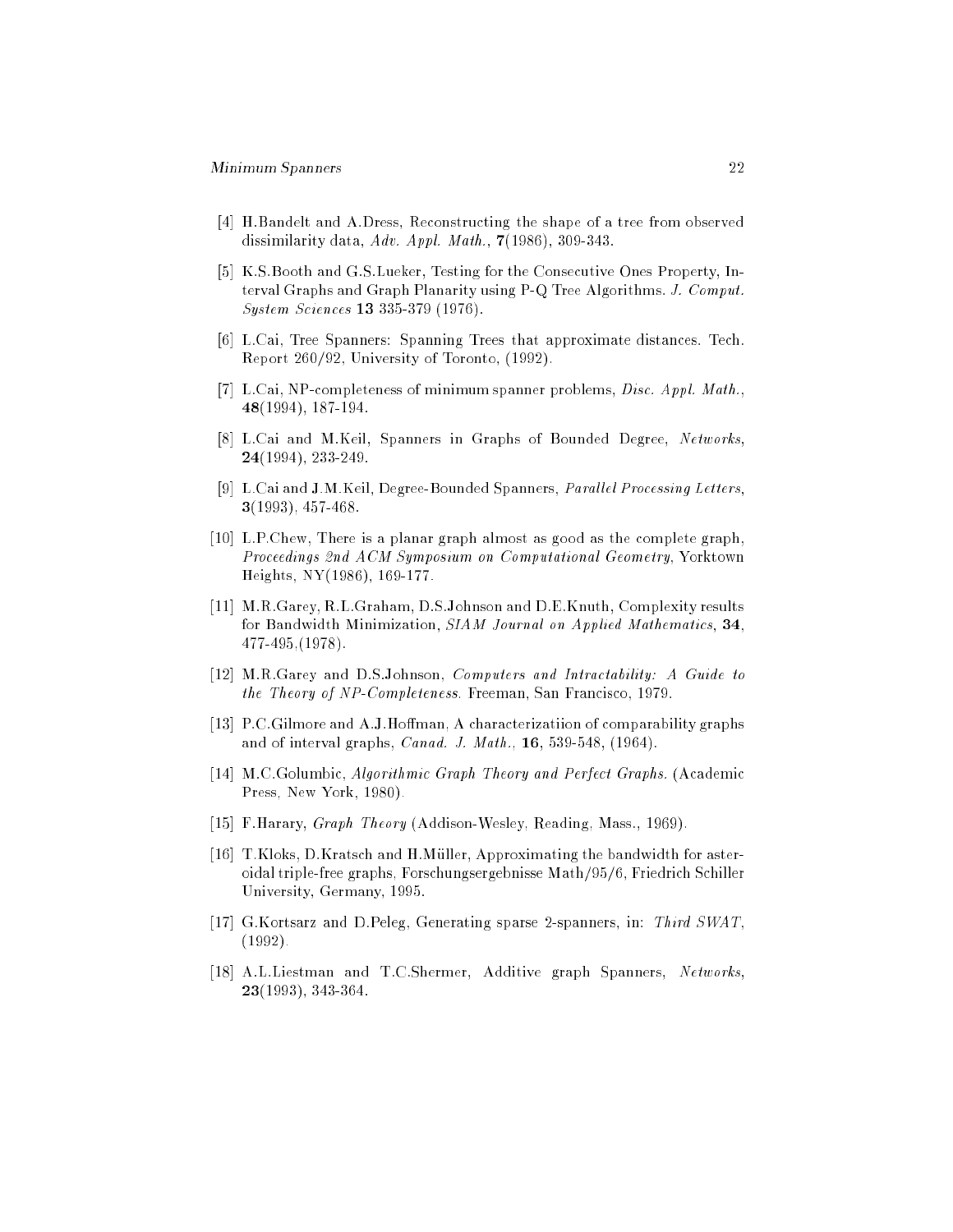[4] H.Bandelt and A.Dress, Reconstructing the shape of a tree from observed dissimilarity data, *Adv. Appl. Math.*, **7**(1986), 309-343.

[5] K.S.Booth and G.S.Lueker, Testing for the Consecutive Ones Property, Interval Graphs and Graph Planarity using P-Q Tree Algorithms. *J. Comput. System Sciences* **13** 335-379 (1976).

[6] L.Cai, Tree Spanners: Spanning Trees that approximate distances. Tech. Report 260/92, University of Toronto, (1992).

[7] L.Cai, NP-completeness of minimum spanner problems, *Disc. Appl. Math.*, **48**(1994), 187-194.

[8] L.Cai and M.Keil, Spanners in Graphs of Bounded Degree, *Networks*, **24**(1994), 233-249.

[9] L.Cai and J.M.Keil, Degree-Bounded Spanners, *Parallel Processing Letters*, **3**(1993), 457-468.

[10] L.P.Chew, There is a planar graph almost as good as the complete graph, *Proceedings 2nd ACM Symposium on Computational Geometry*, Yorktown Heights, NY(1986), 169-177.

[11] M.R.Garey, R.L.Graham, D.S.Johnson and D.E.Knuth, Complexity results for Bandwidth Minimization, *SIAM Journal on Applied Mathematics*, **34**, 477-495,(1978).

[12] M.R.Garey and D.S.Johnson, *Computers and Intractability: A Guide to the Theory of NP-Completeness.* Freeman, San Francisco, 1979.

[13] P.C.Gilmore and A.J.Hoffman, A characterizatiion of comparability graphs and of interval graphs, *Canad. J. Math.*, **16**, 539-548, (1964).

[14] M.C.Golumbic, *Algorithmic Graph Theory and Perfect Graphs.* (Academic Press, New York, 1980).

[15] F.Harary, *Graph Theory* (Addison-Wesley, Reading, Mass., 1969).

[16] T.Kloks, D.Kratsch and H.Müller, Approximating the bandwidth for asteroidal triple-free graphs, Forschungsergebnisse Math/95/6, Friedrich Schiller University, Germany, 1995.

[17] G.Kortsarz and D.Peleg, Generating sparse 2-spanners, in: *Third SWAT*, (1992).

[18] A.L.Liestman and T.C.Shermer, Additive graph Spanners, *Networks*, **23**(1993), 343-364.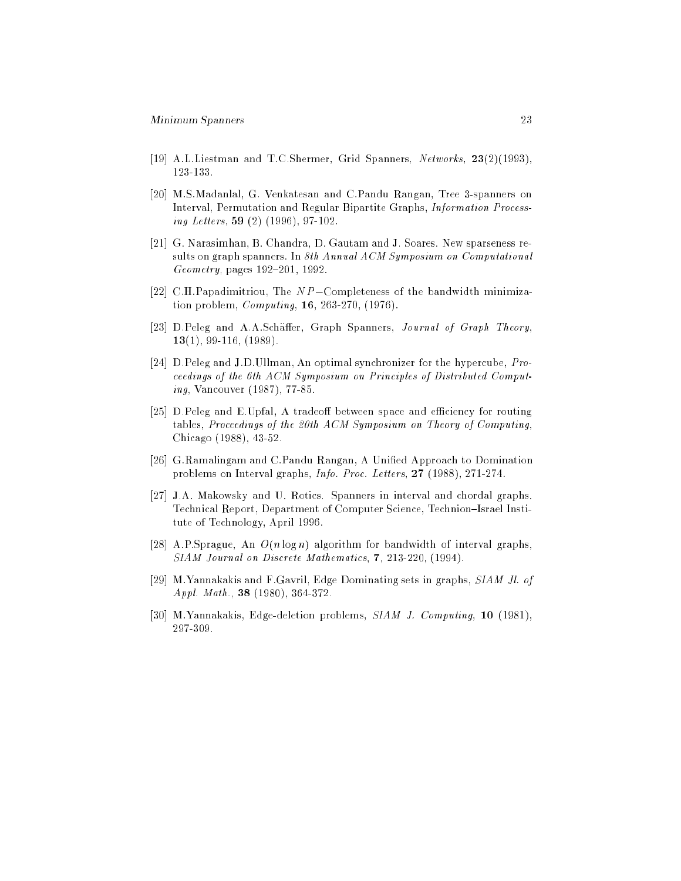[19] A.L.Liestman and T.C.Shermer, Grid Spanners, *Networks*, **23**(2)(1993), 123-133.

[20] M.S.Madanlal, G. Venkatesan and C.Pandu Rangan, Tree 3-spanners on Interval, Permutation and Regular Bipartite Graphs, *Information Processing Letters*, **59** (2) (1996), 97-102.

[21] G. Narasimhan, B. Chandra, D. Gautam and J. Soares. New sparseness results on graph spanners. In *8th Annual ACM Symposium on Computational Geometry*, pages 192–201, 1992.

[22] C.H.Papadimitriou, The $NP-$Completeness of the bandwidth minimization problem, *Computing*, **16**, 263-270, (1976).

[23] D.Peleg and A.A.Schäffer, Graph Spanners, *Journal of Graph Theory*, **13**(1), 99-116, (1989).

[24] D.Peleg and J.D.Ullman, An optimal synchronizer for the hypercube, *Proceedings of the 6th ACM Symposium on Principles of Distributed Computing*, Vancouver (1987), 77-85.

[25] D.Peleg and E.Upfal, A tradeoff between space and efficiency for routing tables, *Proceedings of the 20th ACM Symposium on Theory of Computing*, Chicago (1988), 43-52.

[26] G.Ramalingam and C.Pandu Rangan, A Unified Approach to Domination problems on Interval graphs, *Info. Proc. Letters*, **27** (1988), 271-274.

[27] J.A. Makowsky and U. Rotics. Spanners in interval and chordal graphs. Technical Report, Department of Computer Science, Technion–Israel Institute of Technology, April 1996.

[28] A.P.Sprague, An $O(n \log n)$ algorithm for bandwidth of interval graphs, *SIAM Journal on Discrete Mathematics*, **7**, 213-220, (1994).

[29] M.Yannakakis and F.Gavril, Edge Dominating sets in graphs, *SIAM Jl. of Appl. Math.*, **38** (1980), 364-372.

[30] M.Yannakakis, Edge-deletion problems, *SIAM J. Computing*, **10** (1981), 297-309.